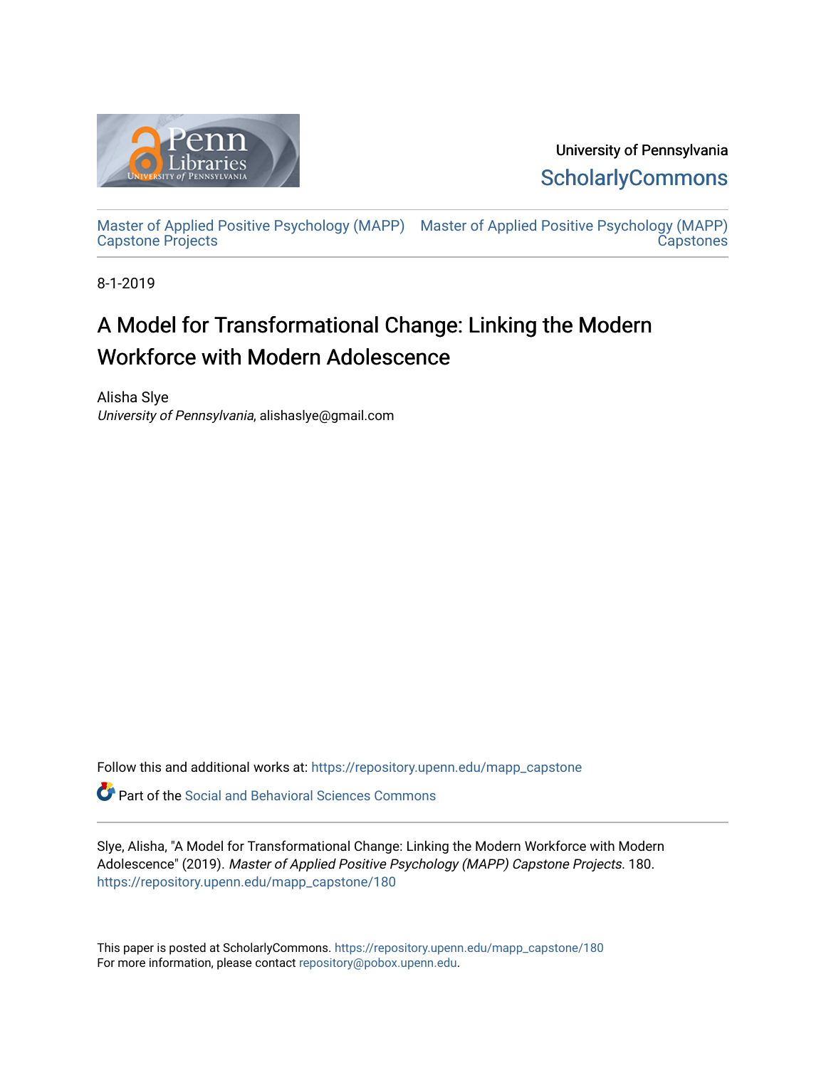University of Pennsylvania
ScholarlyCommons

Master of Applied Positive Psychology (MAPP) Capstone Projects | Master of Applied Positive Psychology (MAPP) Capstones

8-1-2019

# A Model for Transformational Change: Linking the Modern Workforce with Modern Adolescence

Alisha Slye
*University of Pennsylvania*, alishaslye@gmail.com

Follow this and additional works at: https://repository.upenn.edu/mapp_capstone

Part of the Social and Behavioral Sciences Commons

Slye, Alisha, "A Model for Transformational Change: Linking the Modern Workforce with Modern Adolescence" (2019). *Master of Applied Positive Psychology (MAPP) Capstone Projects*. 180.
https://repository.upenn.edu/mapp_capstone/180

This paper is posted at ScholarlyCommons. https://repository.upenn.edu/mapp_capstone/180
For more information, please contact repository@pobox.upenn.edu.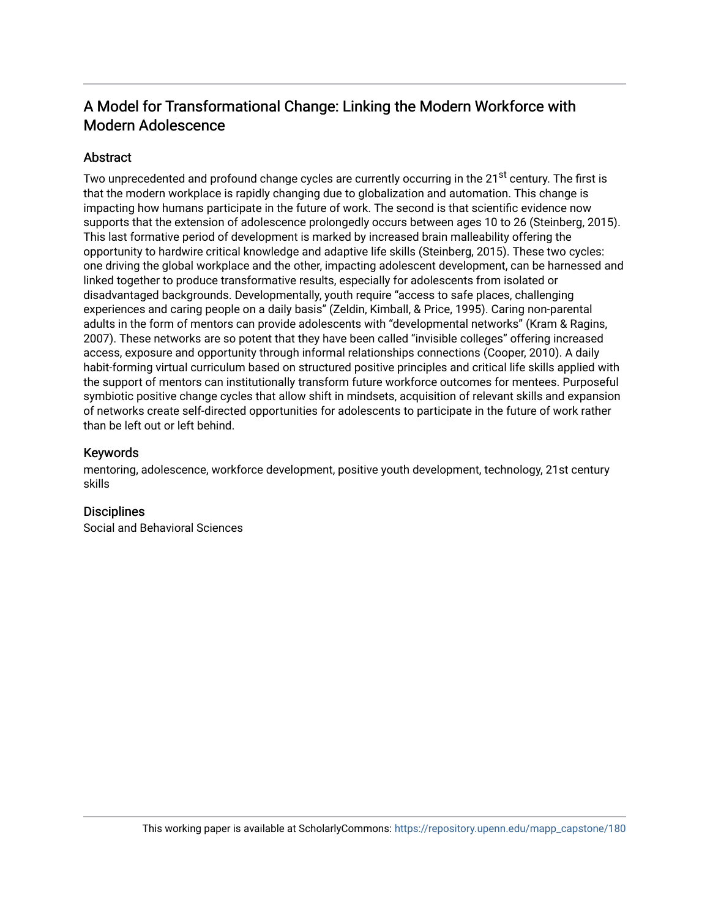# A Model for Transformational Change: Linking the Modern Workforce with Modern Adolescence

## Abstract

Two unprecedented and profound change cycles are currently occurring in the 21st century. The first is that the modern workplace is rapidly changing due to globalization and automation. This change is impacting how humans participate in the future of work. The second is that scientific evidence now supports that the extension of adolescence prolongedly occurs between ages 10 to 26 (Steinberg, 2015). This last formative period of development is marked by increased brain malleability offering the opportunity to hardwire critical knowledge and adaptive life skills (Steinberg, 2015). These two cycles: one driving the global workplace and the other, impacting adolescent development, can be harnessed and linked together to produce transformative results, especially for adolescents from isolated or disadvantaged backgrounds. Developmentally, youth require “access to safe places, challenging experiences and caring people on a daily basis” (Zeldin, Kimball, & Price, 1995). Caring non-parental adults in the form of mentors can provide adolescents with “developmental networks” (Kram & Ragins, 2007). These networks are so potent that they have been called “invisible colleges” offering increased access, exposure and opportunity through informal relationships connections (Cooper, 2010). A daily habit-forming virtual curriculum based on structured positive principles and critical life skills applied with the support of mentors can institutionally transform future workforce outcomes for mentees. Purposeful symbiotic positive change cycles that allow shift in mindsets, acquisition of relevant skills and expansion of networks create self-directed opportunities for adolescents to participate in the future of work rather than be left out or left behind.

## Keywords

mentoring, adolescence, workforce development, positive youth development, technology, 21st century skills

## Disciplines

Social and Behavioral Sciences

This working paper is available at ScholarlyCommons: https://repository.upenn.edu/mapp_capstone/180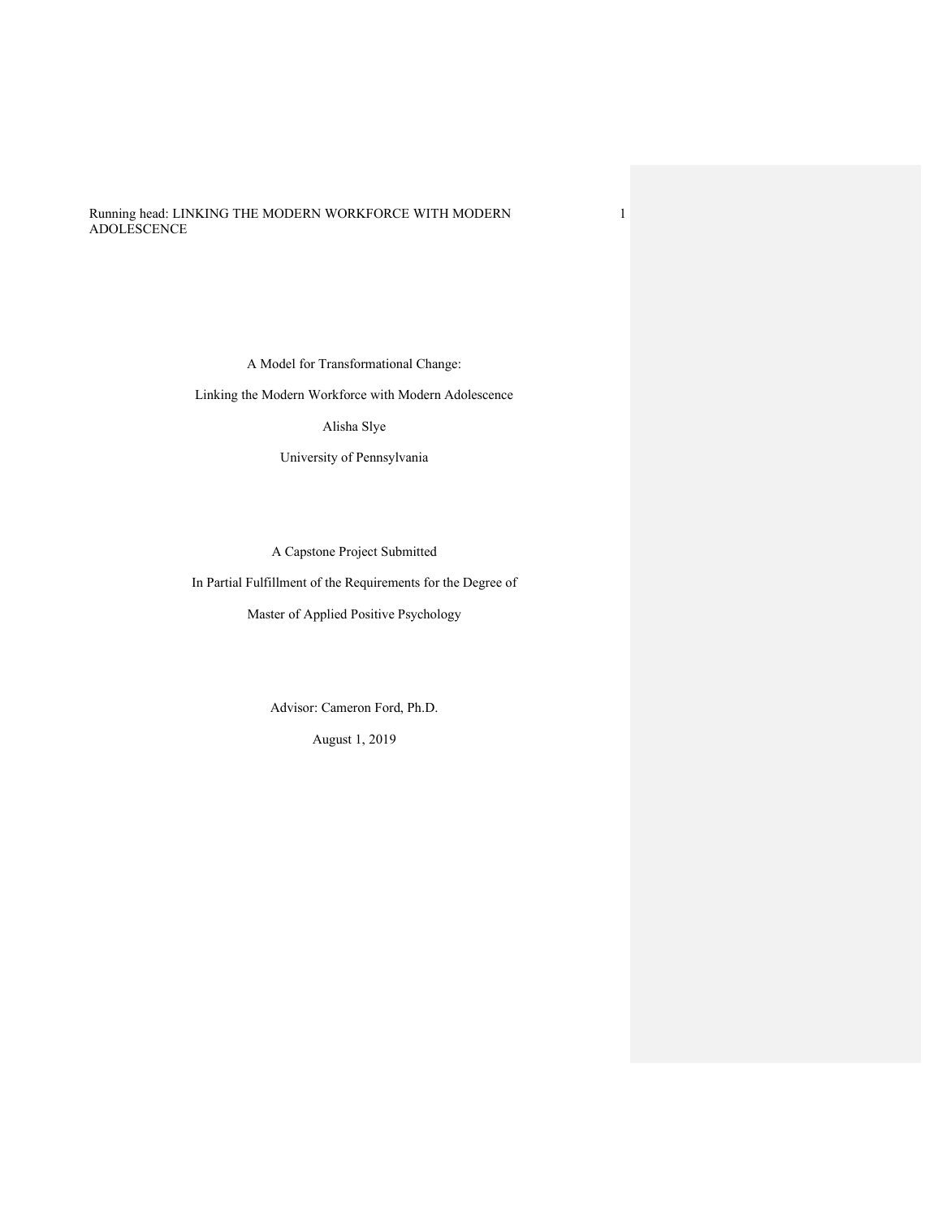A Model for Transformational Change:

Linking the Modern Workforce with Modern Adolescence

Alisha Slye

University of Pennsylvania

A Capstone Project Submitted

In Partial Fulfillment of the Requirements for the Degree of

Master of Applied Positive Psychology

Advisor: Cameron Ford, Ph.D.

August 1, 2019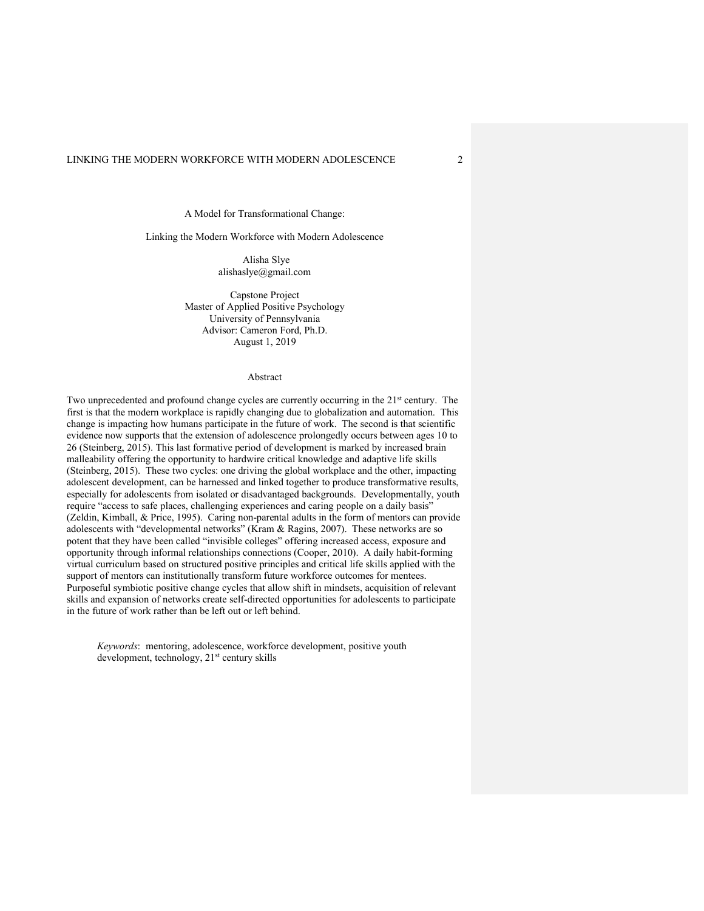A Model for Transformational Change:

Linking the Modern Workforce with Modern Adolescence

Alisha Slye
alishaslye@gmail.com

Capstone Project
Master of Applied Positive Psychology
University of Pennsylvania
Advisor: Cameron Ford, Ph.D.
August 1, 2019

## Abstract

Two unprecedented and profound change cycles are currently occurring in the 21st century. The first is that the modern workplace is rapidly changing due to globalization and automation. This change is impacting how humans participate in the future of work. The second is that scientific evidence now supports that the extension of adolescence prolongedly occurs between ages 10 to 26 (Steinberg, 2015). This last formative period of development is marked by increased brain malleability offering the opportunity to hardwire critical knowledge and adaptive life skills (Steinberg, 2015). These two cycles: one driving the global workplace and the other, impacting adolescent development, can be harnessed and linked together to produce transformative results, especially for adolescents from isolated or disadvantaged backgrounds. Developmentally, youth require "access to safe places, challenging experiences and caring people on a daily basis" (Zeldin, Kimball, & Price, 1995). Caring non-parental adults in the form of mentors can provide adolescents with "developmental networks" (Kram & Ragins, 2007). These networks are so potent that they have been called "invisible colleges" offering increased access, exposure and opportunity through informal relationships connections (Cooper, 2010). A daily habit-forming virtual curriculum based on structured positive principles and critical life skills applied with the support of mentors can institutionally transform future workforce outcomes for mentees. Purposeful symbiotic positive change cycles that allow shift in mindsets, acquisition of relevant skills and expansion of networks create self-directed opportunities for adolescents to participate in the future of work rather than be left out or left behind.

*Keywords*: mentoring, adolescence, workforce development, positive youth development, technology, 21st century skills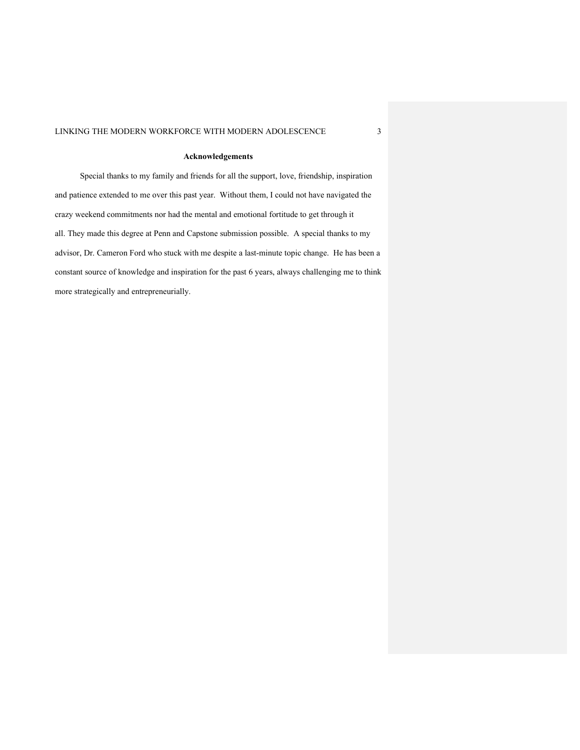## Acknowledgements

Special thanks to my family and friends for all the support, love, friendship, inspiration and patience extended to me over this past year. Without them, I could not have navigated the crazy weekend commitments nor had the mental and emotional fortitude to get through it all. They made this degree at Penn and Capstone submission possible. A special thanks to my advisor, Dr. Cameron Ford who stuck with me despite a last-minute topic change. He has been a constant source of knowledge and inspiration for the past 6 years, always challenging me to think more strategically and entrepreneurially.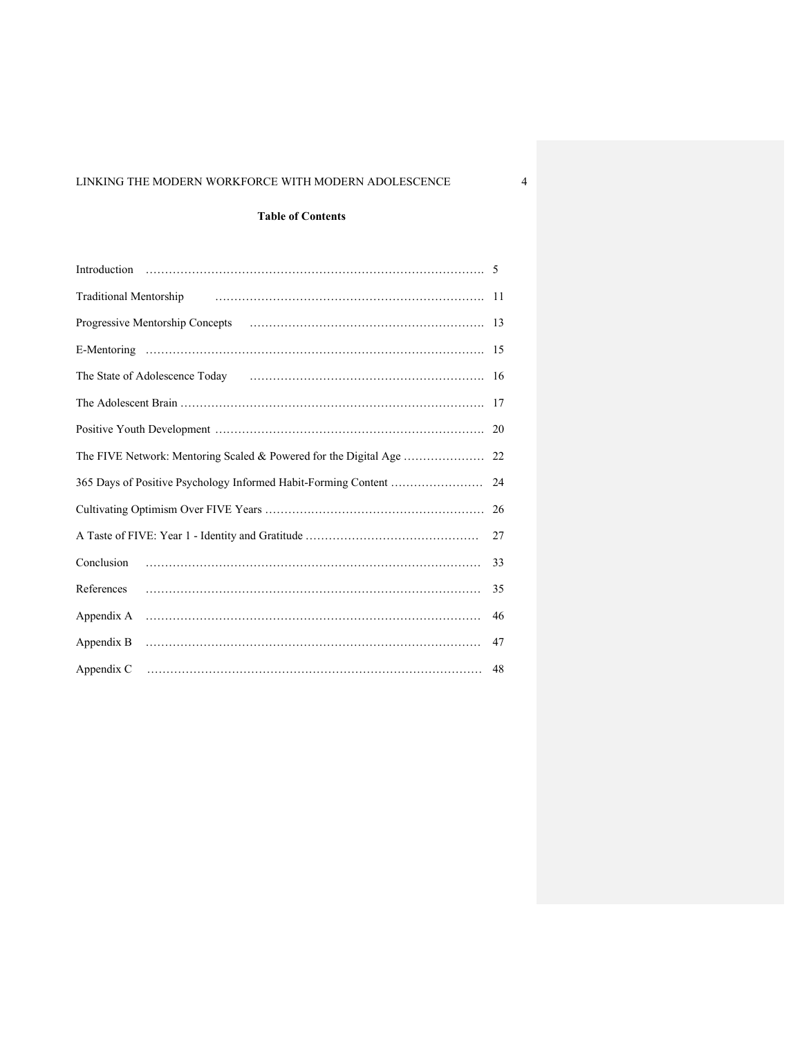**Table of Contents**

| | |
|---|---|
| Introduction | 5 |
| Traditional Mentorship | 11 |
| Progressive Mentorship Concepts | 13 |
| E-Mentoring | 15 |
| The State of Adolescence Today | 16 |
| The Adolescent Brain | 17 |
| Positive Youth Development | 20 |
| The FIVE Network: Mentoring Scaled & Powered for the Digital Age | 22 |
| 365 Days of Positive Psychology Informed Habit-Forming Content | 24 |
| Cultivating Optimism Over FIVE Years | 26 |
| A Taste of FIVE: Year 1 - Identity and Gratitude | 27 |
| Conclusion | 33 |
| References | 35 |
| Appendix A | 46 |
| Appendix B | 47 |
| Appendix C | 48 |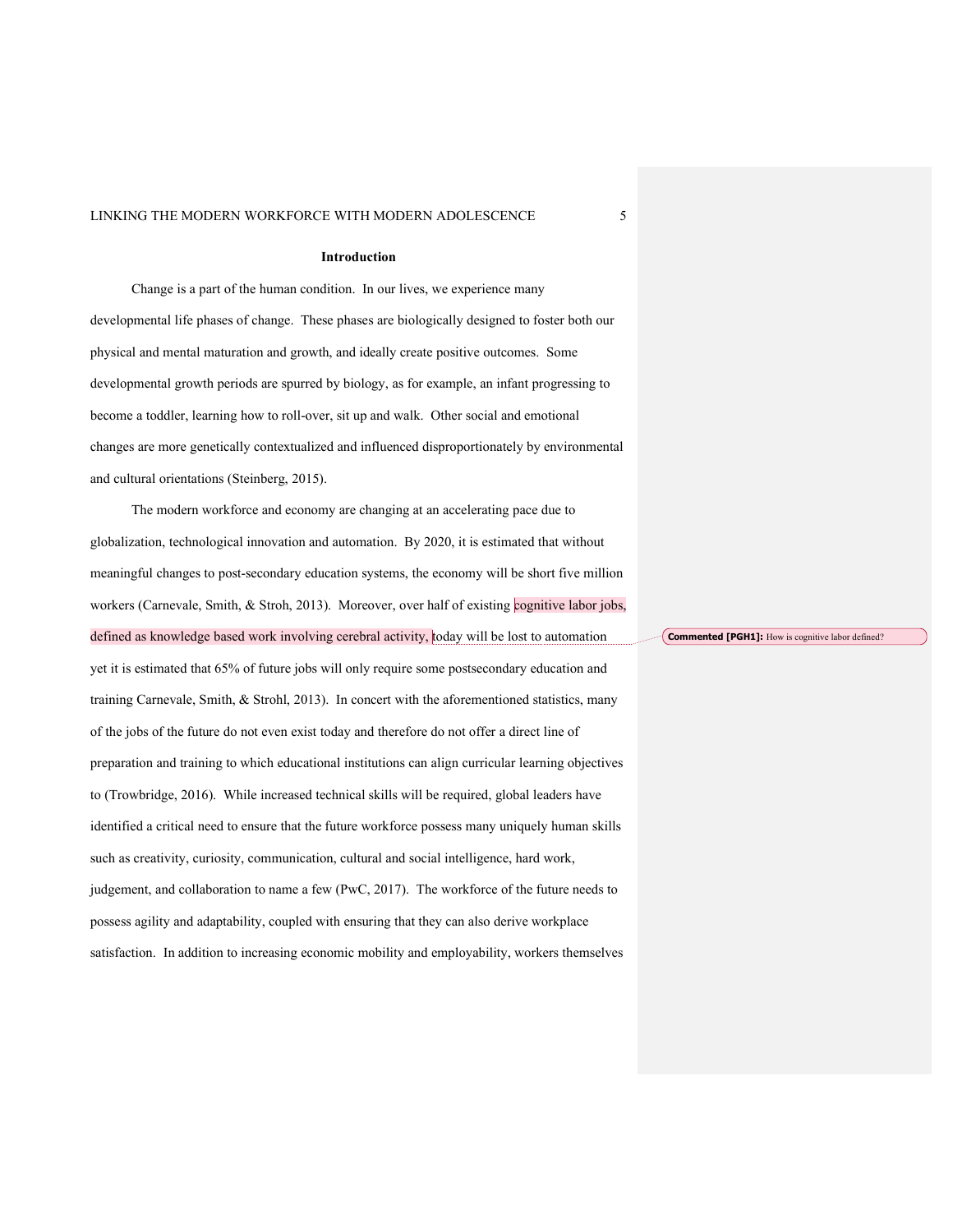## Introduction

Change is a part of the human condition. In our lives, we experience many developmental life phases of change. These phases are biologically designed to foster both our physical and mental maturation and growth, and ideally create positive outcomes. Some developmental growth periods are spurred by biology, as for example, an infant progressing to become a toddler, learning how to roll-over, sit up and walk. Other social and emotional changes are more genetically contextualized and influenced disproportionately by environmental and cultural orientations (Steinberg, 2015).

The modern workforce and economy are changing at an accelerating pace due to globalization, technological innovation and automation. By 2020, it is estimated that without meaningful changes to post-secondary education systems, the economy will be short five million workers (Carnevale, Smith, & Stroh, 2013). Moreover, over half of existing cognitive labor jobs, defined as knowledge based work involving cerebral activity, today will be lost to automation yet it is estimated that 65% of future jobs will only require some postsecondary education and training Carnevale, Smith, & Strohl, 2013). In concert with the aforementioned statistics, many of the jobs of the future do not even exist today and therefore do not offer a direct line of preparation and training to which educational institutions can align curricular learning objectives to (Trowbridge, 2016). While increased technical skills will be required, global leaders have identified a critical need to ensure that the future workforce possess many uniquely human skills such as creativity, curiosity, communication, cultural and social intelligence, hard work, judgement, and collaboration to name a few (PwC, 2017). The workforce of the future needs to possess agility and adaptability, coupled with ensuring that they can also derive workplace satisfaction. In addition to increasing economic mobility and employability, workers themselves

**Commented [PGH1]:** How is cognitive labor defined?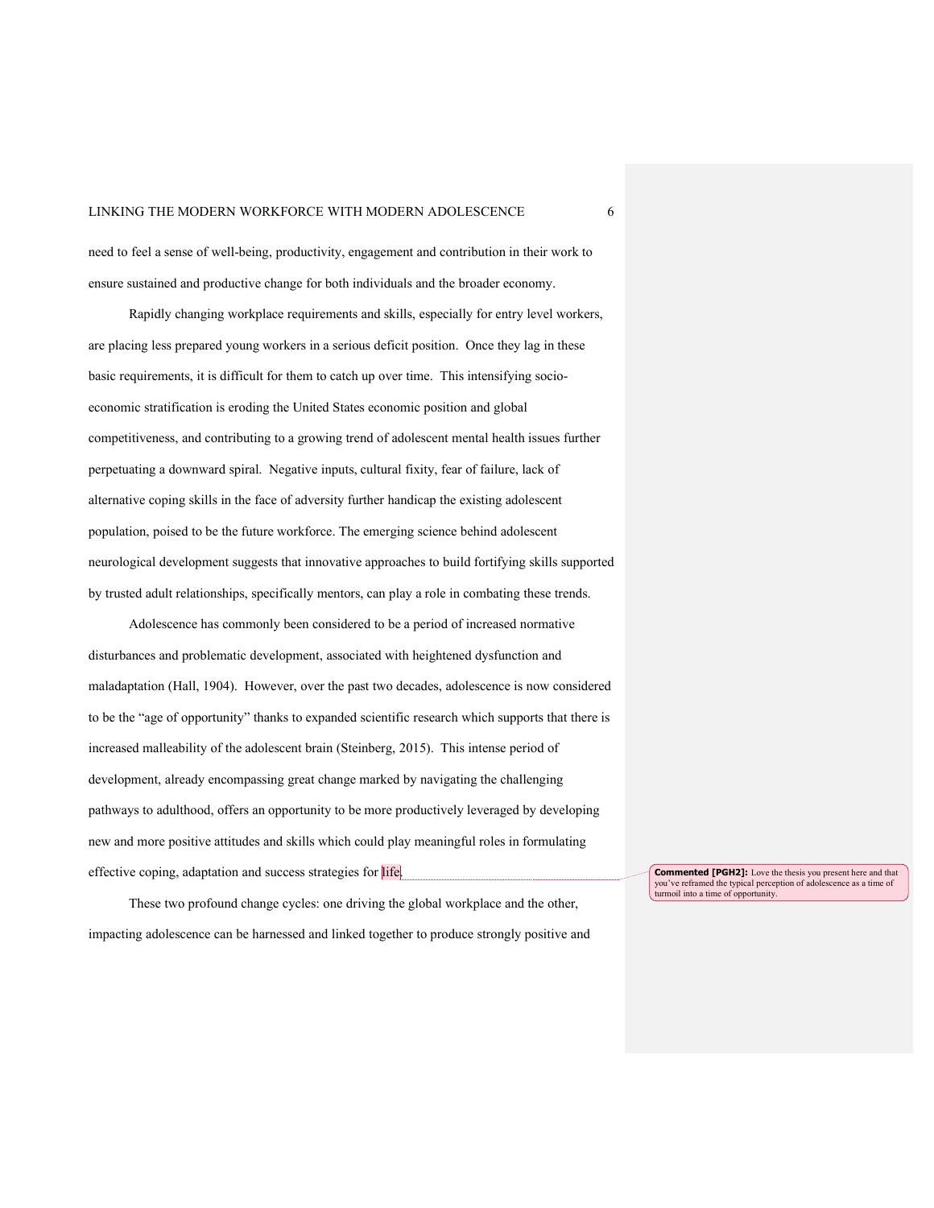need to feel a sense of well-being, productivity, engagement and contribution in their work to ensure sustained and productive change for both individuals and the broader economy.

Rapidly changing workplace requirements and skills, especially for entry level workers, are placing less prepared young workers in a serious deficit position. Once they lag in these basic requirements, it is difficult for them to catch up over time. This intensifying socio-economic stratification is eroding the United States economic position and global competitiveness, and contributing to a growing trend of adolescent mental health issues further perpetuating a downward spiral. Negative inputs, cultural fixity, fear of failure, lack of alternative coping skills in the face of adversity further handicap the existing adolescent population, poised to be the future workforce. The emerging science behind adolescent neurological development suggests that innovative approaches to build fortifying skills supported by trusted adult relationships, specifically mentors, can play a role in combating these trends.

Adolescence has commonly been considered to be a period of increased normative disturbances and problematic development, associated with heightened dysfunction and maladaptation (Hall, 1904). However, over the past two decades, adolescence is now considered to be the "age of opportunity" thanks to expanded scientific research which supports that there is increased malleability of the adolescent brain (Steinberg, 2015). This intense period of development, already encompassing great change marked by navigating the challenging pathways to adulthood, offers an opportunity to be more productively leveraged by developing new and more positive attitudes and skills which could play meaningful roles in formulating effective coping, adaptation and success strategies for life.

> **Commented [PGH2]:** Love the thesis you present here and that you've reframed the typical perception of adolescence as a time of turmoil into a time of opportunity.

These two profound change cycles: one driving the global workplace and the other, impacting adolescence can be harnessed and linked together to produce strongly positive and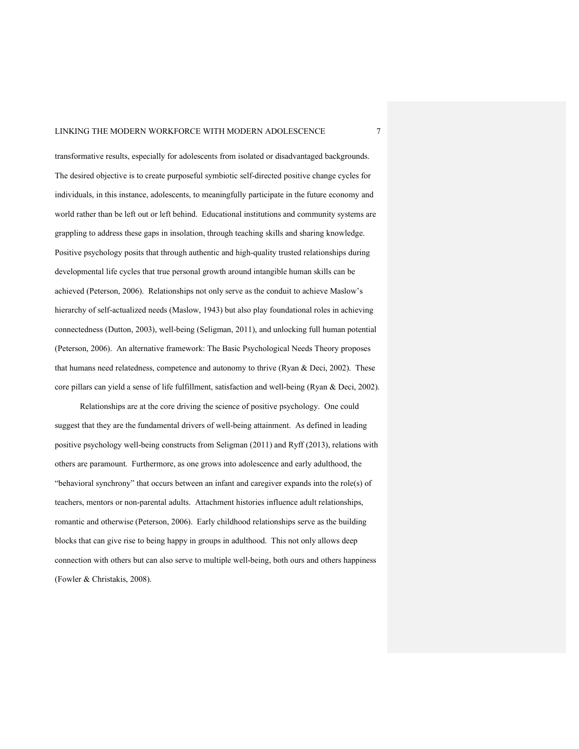transformative results, especially for adolescents from isolated or disadvantaged backgrounds. The desired objective is to create purposeful symbiotic self-directed positive change cycles for individuals, in this instance, adolescents, to meaningfully participate in the future economy and world rather than be left out or left behind. Educational institutions and community systems are grappling to address these gaps in insolation, through teaching skills and sharing knowledge. Positive psychology posits that through authentic and high-quality trusted relationships during developmental life cycles that true personal growth around intangible human skills can be achieved (Peterson, 2006). Relationships not only serve as the conduit to achieve Maslow's hierarchy of self-actualized needs (Maslow, 1943) but also play foundational roles in achieving connectedness (Dutton, 2003), well-being (Seligman, 2011), and unlocking full human potential (Peterson, 2006). An alternative framework: The Basic Psychological Needs Theory proposes that humans need relatedness, competence and autonomy to thrive (Ryan & Deci, 2002). These core pillars can yield a sense of life fulfillment, satisfaction and well-being (Ryan & Deci, 2002).

Relationships are at the core driving the science of positive psychology. One could suggest that they are the fundamental drivers of well-being attainment. As defined in leading positive psychology well-being constructs from Seligman (2011) and Ryff (2013), relations with others are paramount. Furthermore, as one grows into adolescence and early adulthood, the "behavioral synchrony" that occurs between an infant and caregiver expands into the role(s) of teachers, mentors or non-parental adults. Attachment histories influence adult relationships, romantic and otherwise (Peterson, 2006). Early childhood relationships serve as the building blocks that can give rise to being happy in groups in adulthood. This not only allows deep connection with others but can also serve to multiple well-being, both ours and others happiness (Fowler & Christakis, 2008).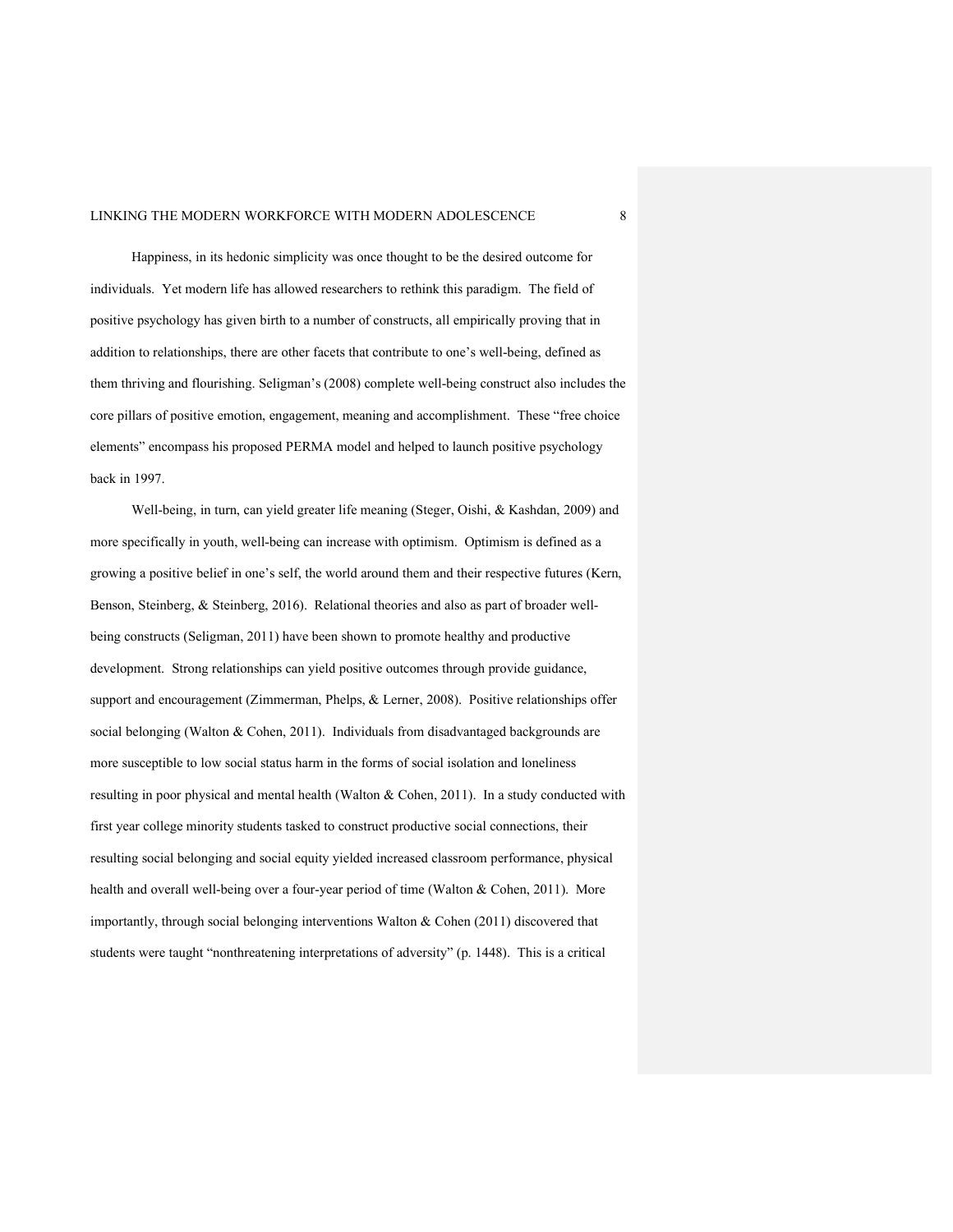Happiness, in its hedonic simplicity was once thought to be the desired outcome for individuals. Yet modern life has allowed researchers to rethink this paradigm. The field of positive psychology has given birth to a number of constructs, all empirically proving that in addition to relationships, there are other facets that contribute to one's well-being, defined as them thriving and flourishing. Seligman's (2008) complete well-being construct also includes the core pillars of positive emotion, engagement, meaning and accomplishment. These "free choice elements" encompass his proposed PERMA model and helped to launch positive psychology back in 1997.

Well-being, in turn, can yield greater life meaning (Steger, Oishi, & Kashdan, 2009) and more specifically in youth, well-being can increase with optimism. Optimism is defined as a growing a positive belief in one's self, the world around them and their respective futures (Kern, Benson, Steinberg, & Steinberg, 2016). Relational theories and also as part of broader well-being constructs (Seligman, 2011) have been shown to promote healthy and productive development. Strong relationships can yield positive outcomes through provide guidance, support and encouragement (Zimmerman, Phelps, & Lerner, 2008). Positive relationships offer social belonging (Walton & Cohen, 2011). Individuals from disadvantaged backgrounds are more susceptible to low social status harm in the forms of social isolation and loneliness resulting in poor physical and mental health (Walton & Cohen, 2011). In a study conducted with first year college minority students tasked to construct productive social connections, their resulting social belonging and social equity yielded increased classroom performance, physical health and overall well-being over a four-year period of time (Walton & Cohen, 2011). More importantly, through social belonging interventions Walton & Cohen (2011) discovered that students were taught "nonthreatening interpretations of adversity" (p. 1448). This is a critical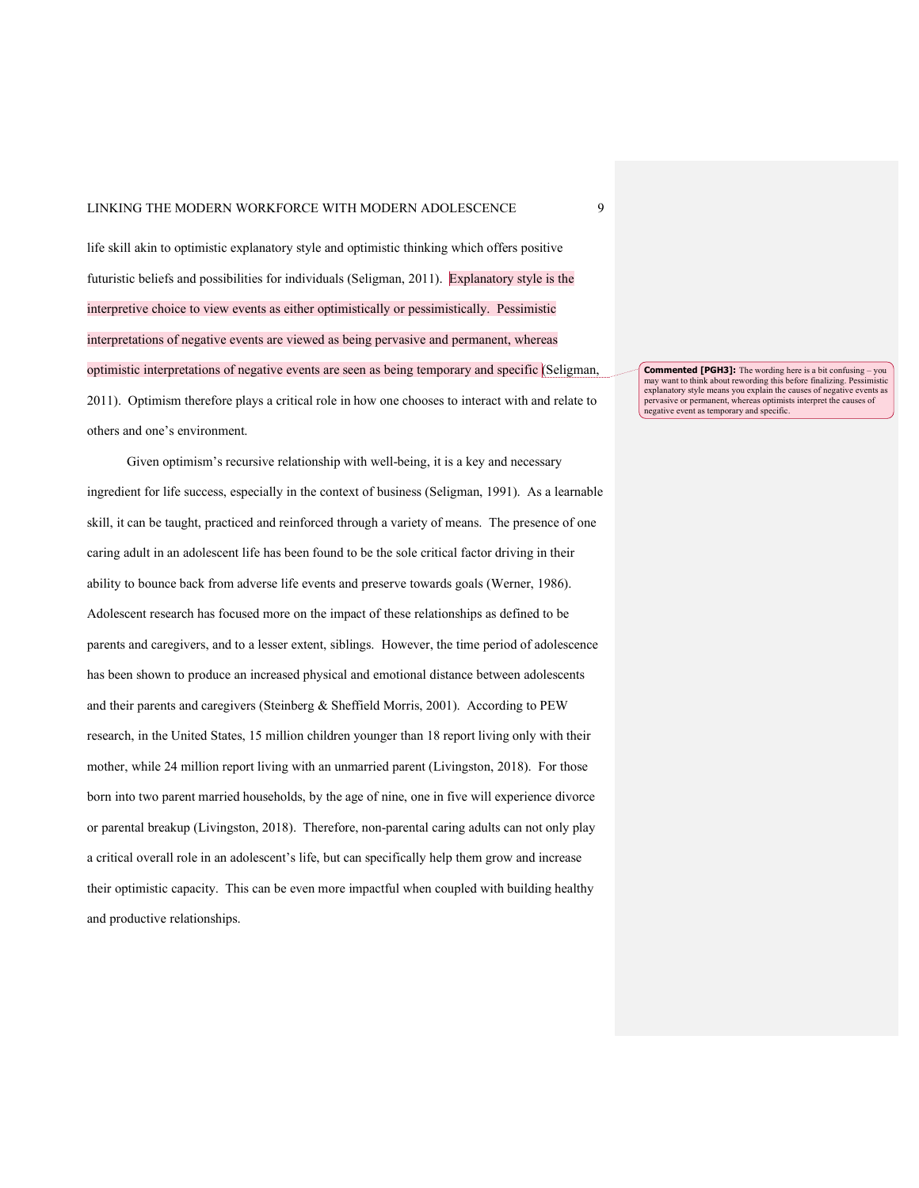life skill akin to optimistic explanatory style and optimistic thinking which offers positive futuristic beliefs and possibilities for individuals (Seligman, 2011). Explanatory style is the interpretive choice to view events as either optimistically or pessimistically. Pessimistic interpretations of negative events are viewed as being pervasive and permanent, whereas optimistic interpretations of negative events are seen as being temporary and specific (Seligman, 2011). Optimism therefore plays a critical role in how one chooses to interact with and relate to others and one's environment.

**Commented [PGH3]:** The wording here is a bit confusing – you may want to think about rewording this before finalizing. Pessimistic explanatory style means you explain the causes of negative events as pervasive or permanent, whereas optimists interpret the causes of negative event as temporary and specific.

Given optimism's recursive relationship with well-being, it is a key and necessary ingredient for life success, especially in the context of business (Seligman, 1991). As a learnable skill, it can be taught, practiced and reinforced through a variety of means. The presence of one caring adult in an adolescent life has been found to be the sole critical factor driving in their ability to bounce back from adverse life events and preserve towards goals (Werner, 1986). Adolescent research has focused more on the impact of these relationships as defined to be parents and caregivers, and to a lesser extent, siblings. However, the time period of adolescence has been shown to produce an increased physical and emotional distance between adolescents and their parents and caregivers (Steinberg & Sheffield Morris, 2001). According to PEW research, in the United States, 15 million children younger than 18 report living only with their mother, while 24 million report living with an unmarried parent (Livingston, 2018). For those born into two parent married households, by the age of nine, one in five will experience divorce or parental breakup (Livingston, 2018). Therefore, non-parental caring adults can not only play a critical overall role in an adolescent's life, but can specifically help them grow and increase their optimistic capacity. This can be even more impactful when coupled with building healthy and productive relationships.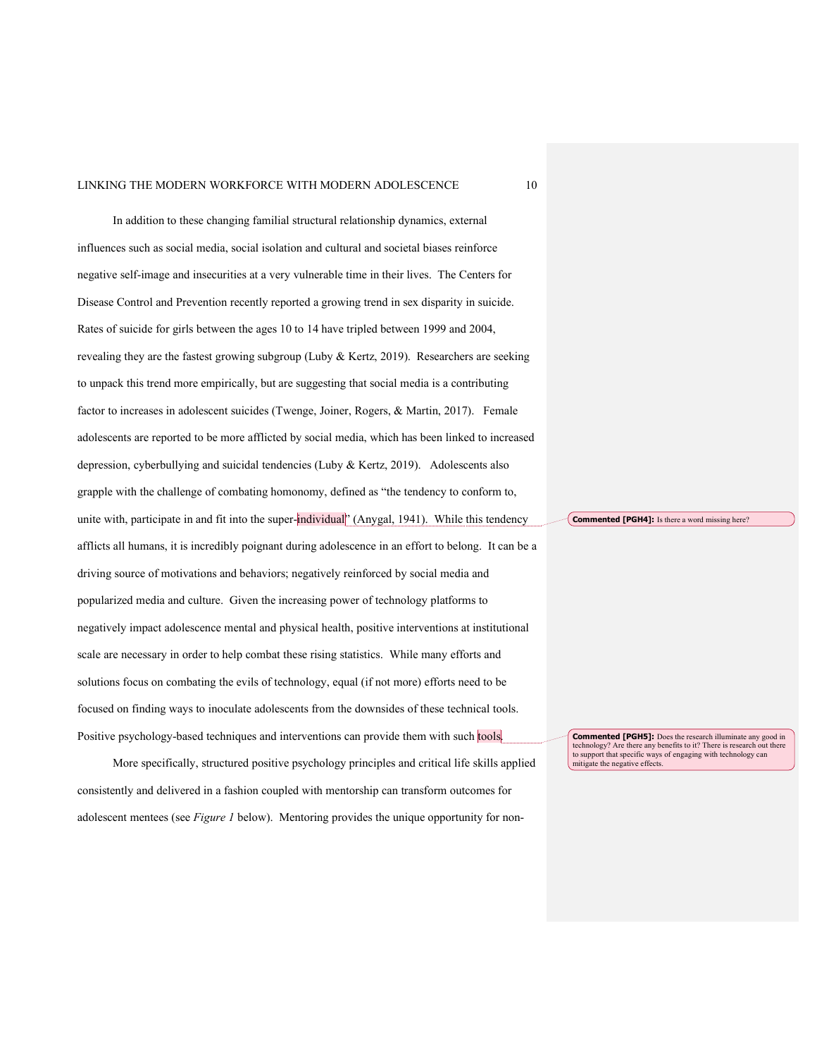In addition to these changing familial structural relationship dynamics, external influences such as social media, social isolation and cultural and societal biases reinforce negative self-image and insecurities at a very vulnerable time in their lives. The Centers for Disease Control and Prevention recently reported a growing trend in sex disparity in suicide. Rates of suicide for girls between the ages 10 to 14 have tripled between 1999 and 2004, revealing they are the fastest growing subgroup (Luby & Kertz, 2019). Researchers are seeking to unpack this trend more empirically, but are suggesting that social media is a contributing factor to increases in adolescent suicides (Twenge, Joiner, Rogers, & Martin, 2017). Female adolescents are reported to be more afflicted by social media, which has been linked to increased depression, cyberbullying and suicidal tendencies (Luby & Kertz, 2019). Adolescents also grapple with the challenge of combating homonomy, defined as "the tendency to conform to, unite with, participate in and fit into the super-individual" (Anygal, 1941). While this tendency afflicts all humans, it is incredibly poignant during adolescence in an effort to belong. It can be a driving source of motivations and behaviors; negatively reinforced by social media and popularized media and culture. Given the increasing power of technology platforms to negatively impact adolescence mental and physical health, positive interventions at institutional scale are necessary in order to help combat these rising statistics. While many efforts and solutions focus on combating the evils of technology, equal (if not more) efforts need to be focused on finding ways to inoculate adolescents from the downsides of these technical tools. Positive psychology-based techniques and interventions can provide them with such tools.

More specifically, structured positive psychology principles and critical life skills applied consistently and delivered in a fashion coupled with mentorship can transform outcomes for adolescent mentees (see *Figure 1* below). Mentoring provides the unique opportunity for non-

**Commented [PGH4]:** Is there a word missing here?

**Commented [PGH5]:** Does the research illuminate any good in technology? Are there any benefits to it? There is research out there to support that specific ways of engaging with technology can mitigate the negative effects.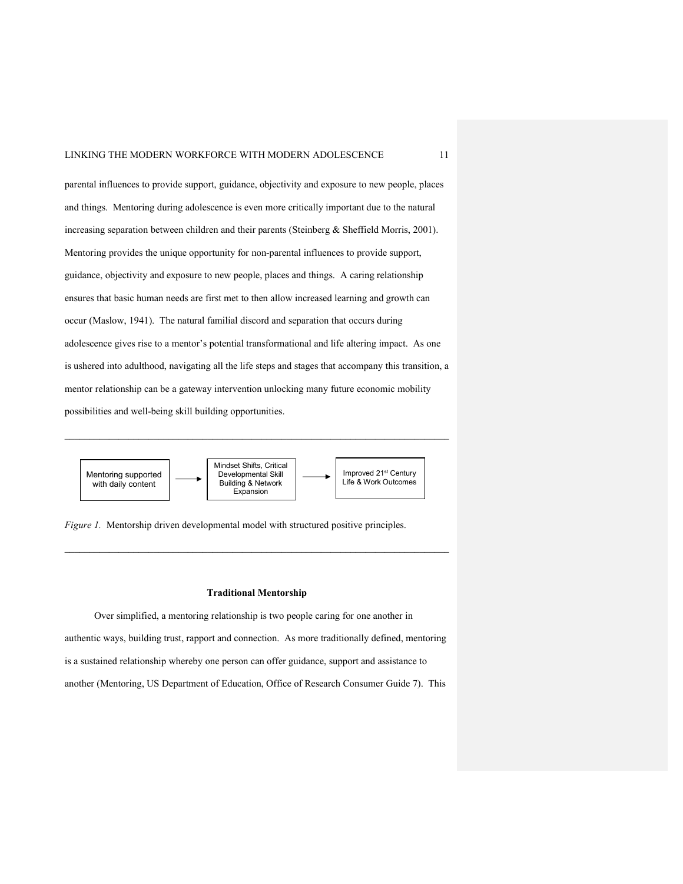parental influences to provide support, guidance, objectivity and exposure to new people, places and things. Mentoring during adolescence is even more critically important due to the natural increasing separation between children and their parents (Steinberg & Sheffield Morris, 2001). Mentoring provides the unique opportunity for non-parental influences to provide support, guidance, objectivity and exposure to new people, places and things. A caring relationship ensures that basic human needs are first met to then allow increased learning and growth can occur (Maslow, 1941). The natural familial discord and separation that occurs during adolescence gives rise to a mentor's potential transformational and life altering impact. As one is ushered into adulthood, navigating all the life steps and stages that accompany this transition, a mentor relationship can be a gateway intervention unlocking many future economic mobility possibilities and well-being skill building opportunities.

---

Mentoring supported with daily content → Mindset Shifts, Critical Developmental Skill Building & Network Expansion → Improved 21st Century Life & Work Outcomes

*Figure 1.* Mentorship driven developmental model with structured positive principles.

---

## Traditional Mentorship

Over simplified, a mentoring relationship is two people caring for one another in authentic ways, building trust, rapport and connection. As more traditionally defined, mentoring is a sustained relationship whereby one person can offer guidance, support and assistance to another (Mentoring, US Department of Education, Office of Research Consumer Guide 7). This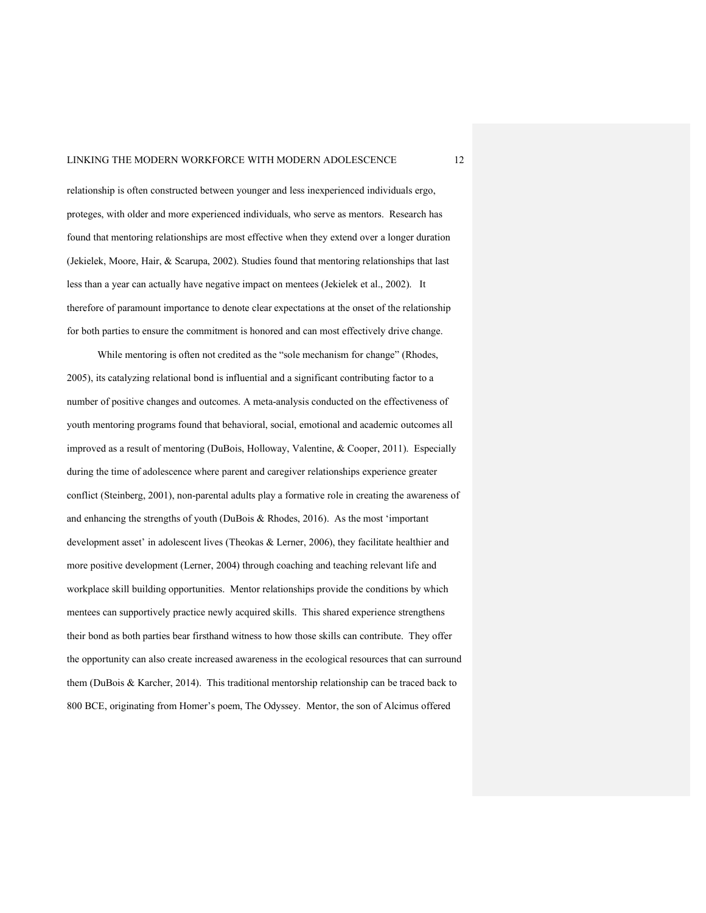relationship is often constructed between younger and less inexperienced individuals ergo, proteges, with older and more experienced individuals, who serve as mentors. Research has found that mentoring relationships are most effective when they extend over a longer duration (Jekielek, Moore, Hair, & Scarupa, 2002). Studies found that mentoring relationships that last less than a year can actually have negative impact on mentees (Jekielek et al., 2002). It therefore of paramount importance to denote clear expectations at the onset of the relationship for both parties to ensure the commitment is honored and can most effectively drive change.

While mentoring is often not credited as the "sole mechanism for change" (Rhodes, 2005), its catalyzing relational bond is influential and a significant contributing factor to a number of positive changes and outcomes. A meta-analysis conducted on the effectiveness of youth mentoring programs found that behavioral, social, emotional and academic outcomes all improved as a result of mentoring (DuBois, Holloway, Valentine, & Cooper, 2011). Especially during the time of adolescence where parent and caregiver relationships experience greater conflict (Steinberg, 2001), non-parental adults play a formative role in creating the awareness of and enhancing the strengths of youth (DuBois & Rhodes, 2016). As the most 'important development asset' in adolescent lives (Theokas & Lerner, 2006), they facilitate healthier and more positive development (Lerner, 2004) through coaching and teaching relevant life and workplace skill building opportunities. Mentor relationships provide the conditions by which mentees can supportively practice newly acquired skills. This shared experience strengthens their bond as both parties bear firsthand witness to how those skills can contribute. They offer the opportunity can also create increased awareness in the ecological resources that can surround them (DuBois & Karcher, 2014). This traditional mentorship relationship can be traced back to 800 BCE, originating from Homer's poem, The Odyssey. Mentor, the son of Alcimus offered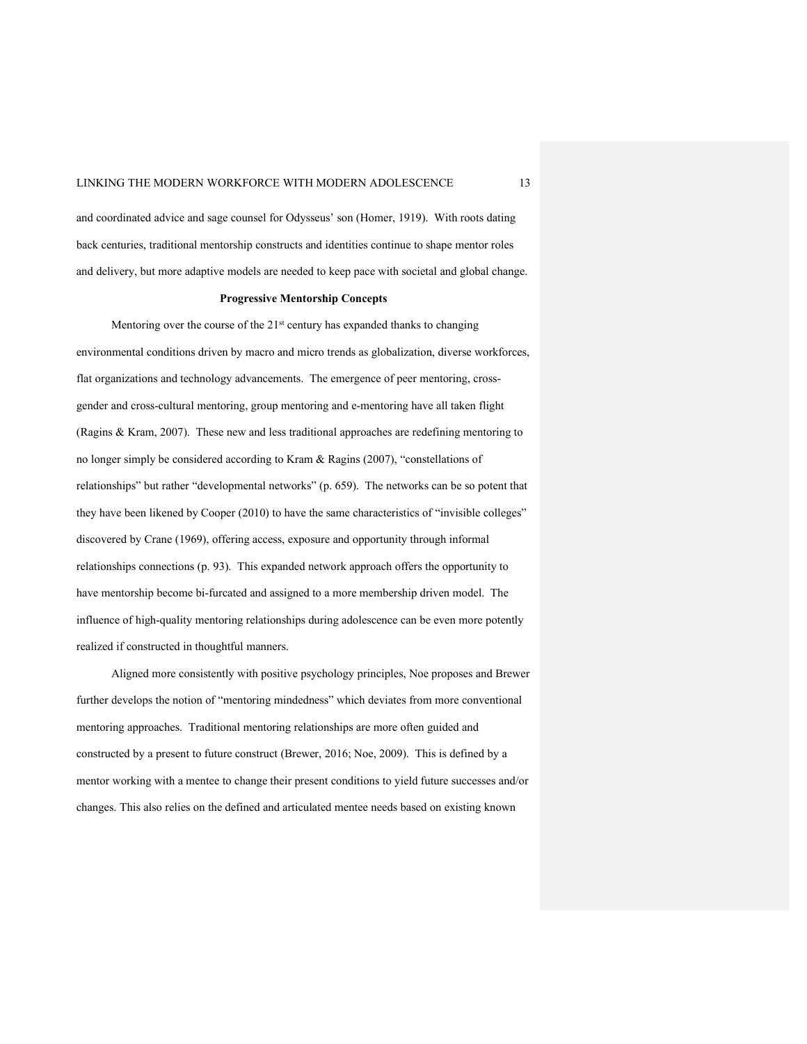and coordinated advice and sage counsel for Odysseus' son (Homer, 1919). With roots dating back centuries, traditional mentorship constructs and identities continue to shape mentor roles and delivery, but more adaptive models are needed to keep pace with societal and global change.

## Progressive Mentorship Concepts

Mentoring over the course of the 21st century has expanded thanks to changing environmental conditions driven by macro and micro trends as globalization, diverse workforces, flat organizations and technology advancements. The emergence of peer mentoring, cross-gender and cross-cultural mentoring, group mentoring and e-mentoring have all taken flight (Ragins & Kram, 2007). These new and less traditional approaches are redefining mentoring to no longer simply be considered according to Kram & Ragins (2007), "constellations of relationships" but rather "developmental networks" (p. 659). The networks can be so potent that they have been likened by Cooper (2010) to have the same characteristics of "invisible colleges" discovered by Crane (1969), offering access, exposure and opportunity through informal relationships connections (p. 93). This expanded network approach offers the opportunity to have mentorship become bi-furcated and assigned to a more membership driven model. The influence of high-quality mentoring relationships during adolescence can be even more potently realized if constructed in thoughtful manners.

Aligned more consistently with positive psychology principles, Noe proposes and Brewer further develops the notion of "mentoring mindedness" which deviates from more conventional mentoring approaches. Traditional mentoring relationships are more often guided and constructed by a present to future construct (Brewer, 2016; Noe, 2009). This is defined by a mentor working with a mentee to change their present conditions to yield future successes and/or changes. This also relies on the defined and articulated mentee needs based on existing known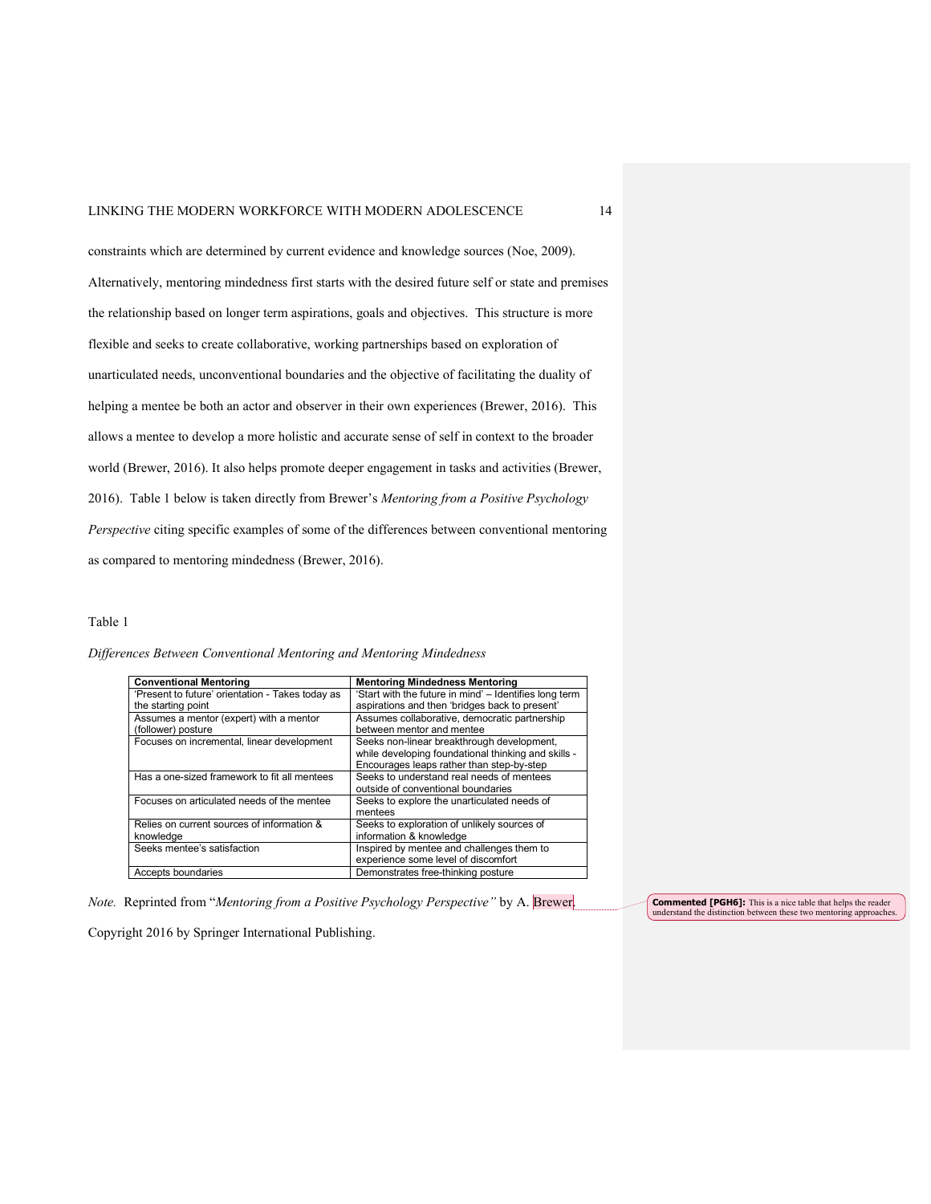constraints which are determined by current evidence and knowledge sources (Noe, 2009). Alternatively, mentoring mindedness first starts with the desired future self or state and premises the relationship based on longer term aspirations, goals and objectives. This structure is more flexible and seeks to create collaborative, working partnerships based on exploration of unarticulated needs, unconventional boundaries and the objective of facilitating the duality of helping a mentee be both an actor and observer in their own experiences (Brewer, 2016). This allows a mentee to develop a more holistic and accurate sense of self in context to the broader world (Brewer, 2016). It also helps promote deeper engagement in tasks and activities (Brewer, 2016). Table 1 below is taken directly from Brewer's *Mentoring from a Positive Psychology Perspective* citing specific examples of some of the differences between conventional mentoring as compared to mentoring mindedness (Brewer, 2016).

Table 1

*Differences Between Conventional Mentoring and Mentoring Mindedness*

| Conventional Mentoring | Mentoring Mindedness Mentoring |
|---|---|
| 'Present to future' orientation - Takes today as the starting point | 'Start with the future in mind' – Identifies long term aspirations and then 'bridges back to present' |
| Assumes a mentor (expert) with a mentor (follower) posture | Assumes collaborative, democratic partnership between mentor and mentee |
| Focuses on incremental, linear development | Seeks non-linear breakthrough development, while developing foundational thinking and skills - Encourages leaps rather than step-by-step |
| Has a one-sized framework to fit all mentees | Seeks to understand real needs of mentees outside of conventional boundaries |
| Focuses on articulated needs of the mentee | Seeks to explore the unarticulated needs of mentees |
| Relies on current sources of information & knowledge | Seeks to exploration of unlikely sources of information & knowledge |
| Seeks mentee's satisfaction | Inspired by mentee and challenges them to experience some level of discomfort |
| Accepts boundaries | Demonstrates free-thinking posture |

*Note.* Reprinted from "*Mentoring from a Positive Psychology Perspective"* by A. Brewer. Copyright 2016 by Springer International Publishing.

**Commented [PGH6]:** This is a nice table that helps the reader understand the distinction between these two mentoring approaches.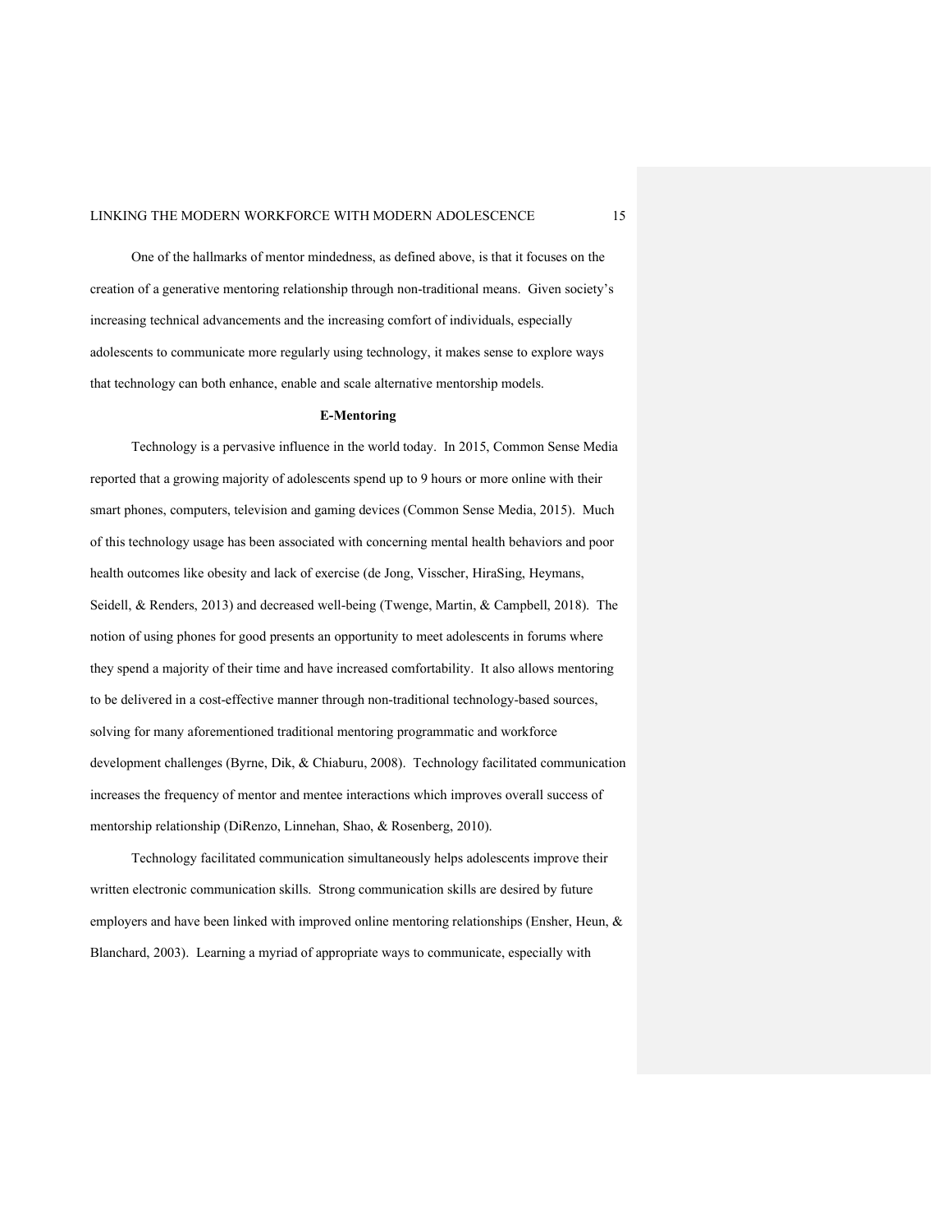One of the hallmarks of mentor mindedness, as defined above, is that it focuses on the creation of a generative mentoring relationship through non-traditional means. Given society's increasing technical advancements and the increasing comfort of individuals, especially adolescents to communicate more regularly using technology, it makes sense to explore ways that technology can both enhance, enable and scale alternative mentorship models.

## E-Mentoring

Technology is a pervasive influence in the world today. In 2015, Common Sense Media reported that a growing majority of adolescents spend up to 9 hours or more online with their smart phones, computers, television and gaming devices (Common Sense Media, 2015). Much of this technology usage has been associated with concerning mental health behaviors and poor health outcomes like obesity and lack of exercise (de Jong, Visscher, HiraSing, Heymans, Seidell, & Renders, 2013) and decreased well-being (Twenge, Martin, & Campbell, 2018). The notion of using phones for good presents an opportunity to meet adolescents in forums where they spend a majority of their time and have increased comfortability. It also allows mentoring to be delivered in a cost-effective manner through non-traditional technology-based sources, solving for many aforementioned traditional mentoring programmatic and workforce development challenges (Byrne, Dik, & Chiaburu, 2008). Technology facilitated communication increases the frequency of mentor and mentee interactions which improves overall success of mentorship relationship (DiRenzo, Linnehan, Shao, & Rosenberg, 2010).

Technology facilitated communication simultaneously helps adolescents improve their written electronic communication skills. Strong communication skills are desired by future employers and have been linked with improved online mentoring relationships (Ensher, Heun, & Blanchard, 2003). Learning a myriad of appropriate ways to communicate, especially with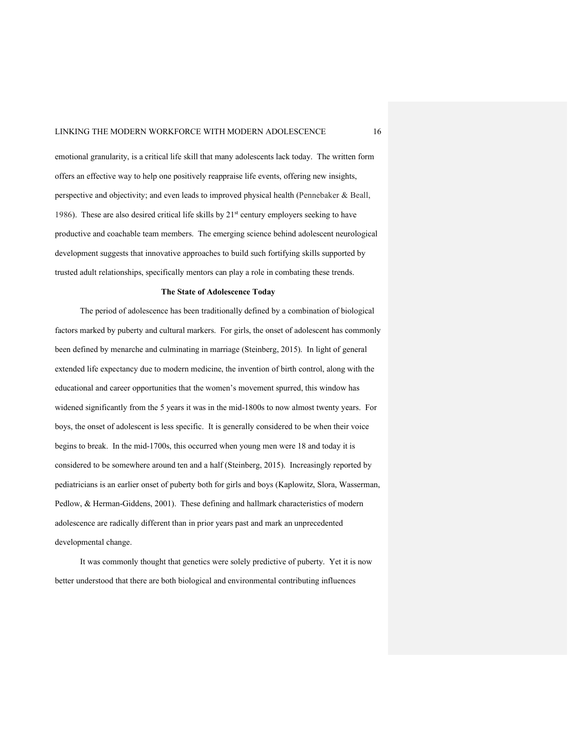emotional granularity, is a critical life skill that many adolescents lack today. The written form offers an effective way to help one positively reappraise life events, offering new insights, perspective and objectivity; and even leads to improved physical health (Pennebaker & Beall, 1986). These are also desired critical life skills by 21st century employers seeking to have productive and coachable team members. The emerging science behind adolescent neurological development suggests that innovative approaches to build such fortifying skills supported by trusted adult relationships, specifically mentors can play a role in combating these trends.

**The State of Adolescence Today**

The period of adolescence has been traditionally defined by a combination of biological factors marked by puberty and cultural markers. For girls, the onset of adolescent has commonly been defined by menarche and culminating in marriage (Steinberg, 2015). In light of general extended life expectancy due to modern medicine, the invention of birth control, along with the educational and career opportunities that the women's movement spurred, this window has widened significantly from the 5 years it was in the mid-1800s to now almost twenty years. For boys, the onset of adolescent is less specific. It is generally considered to be when their voice begins to break. In the mid-1700s, this occurred when young men were 18 and today it is considered to be somewhere around ten and a half (Steinberg, 2015). Increasingly reported by pediatricians is an earlier onset of puberty both for girls and boys (Kaplowitz, Slora, Wasserman, Pedlow, & Herman-Giddens, 2001). These defining and hallmark characteristics of modern adolescence are radically different than in prior years past and mark an unprecedented developmental change.

It was commonly thought that genetics were solely predictive of puberty. Yet it is now better understood that there are both biological and environmental contributing influences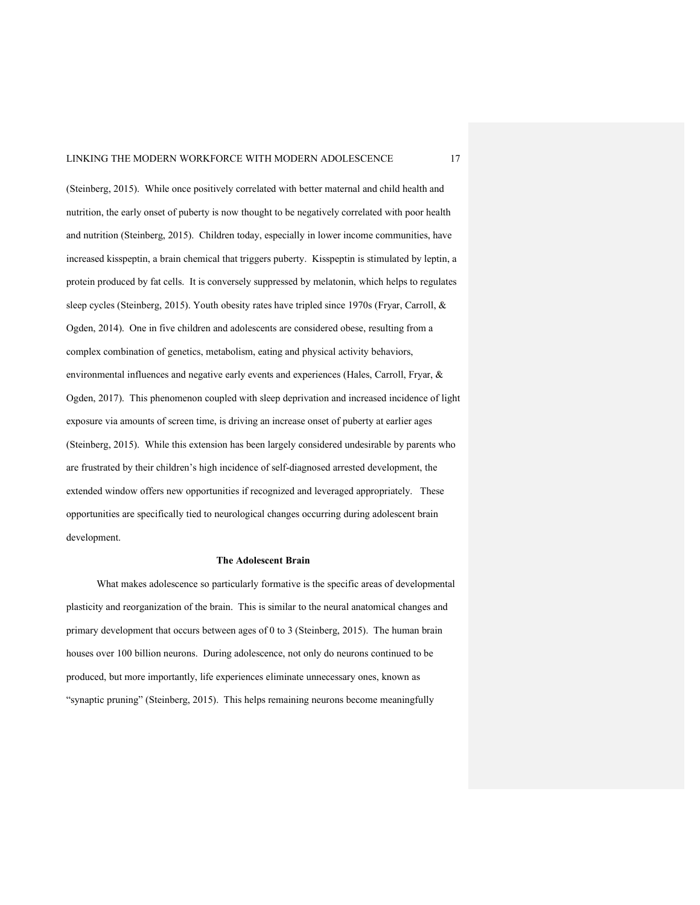(Steinberg, 2015). While once positively correlated with better maternal and child health and nutrition, the early onset of puberty is now thought to be negatively correlated with poor health and nutrition (Steinberg, 2015). Children today, especially in lower income communities, have increased kisspeptin, a brain chemical that triggers puberty. Kisspeptin is stimulated by leptin, a protein produced by fat cells. It is conversely suppressed by melatonin, which helps to regulates sleep cycles (Steinberg, 2015). Youth obesity rates have tripled since 1970s (Fryar, Carroll, & Ogden, 2014). One in five children and adolescents are considered obese, resulting from a complex combination of genetics, metabolism, eating and physical activity behaviors, environmental influences and negative early events and experiences (Hales, Carroll, Fryar, & Ogden, 2017). This phenomenon coupled with sleep deprivation and increased incidence of light exposure via amounts of screen time, is driving an increase onset of puberty at earlier ages (Steinberg, 2015). While this extension has been largely considered undesirable by parents who are frustrated by their children's high incidence of self-diagnosed arrested development, the extended window offers new opportunities if recognized and leveraged appropriately. These opportunities are specifically tied to neurological changes occurring during adolescent brain development.

## The Adolescent Brain

What makes adolescence so particularly formative is the specific areas of developmental plasticity and reorganization of the brain. This is similar to the neural anatomical changes and primary development that occurs between ages of 0 to 3 (Steinberg, 2015). The human brain houses over 100 billion neurons. During adolescence, not only do neurons continued to be produced, but more importantly, life experiences eliminate unnecessary ones, known as "synaptic pruning" (Steinberg, 2015). This helps remaining neurons become meaningfully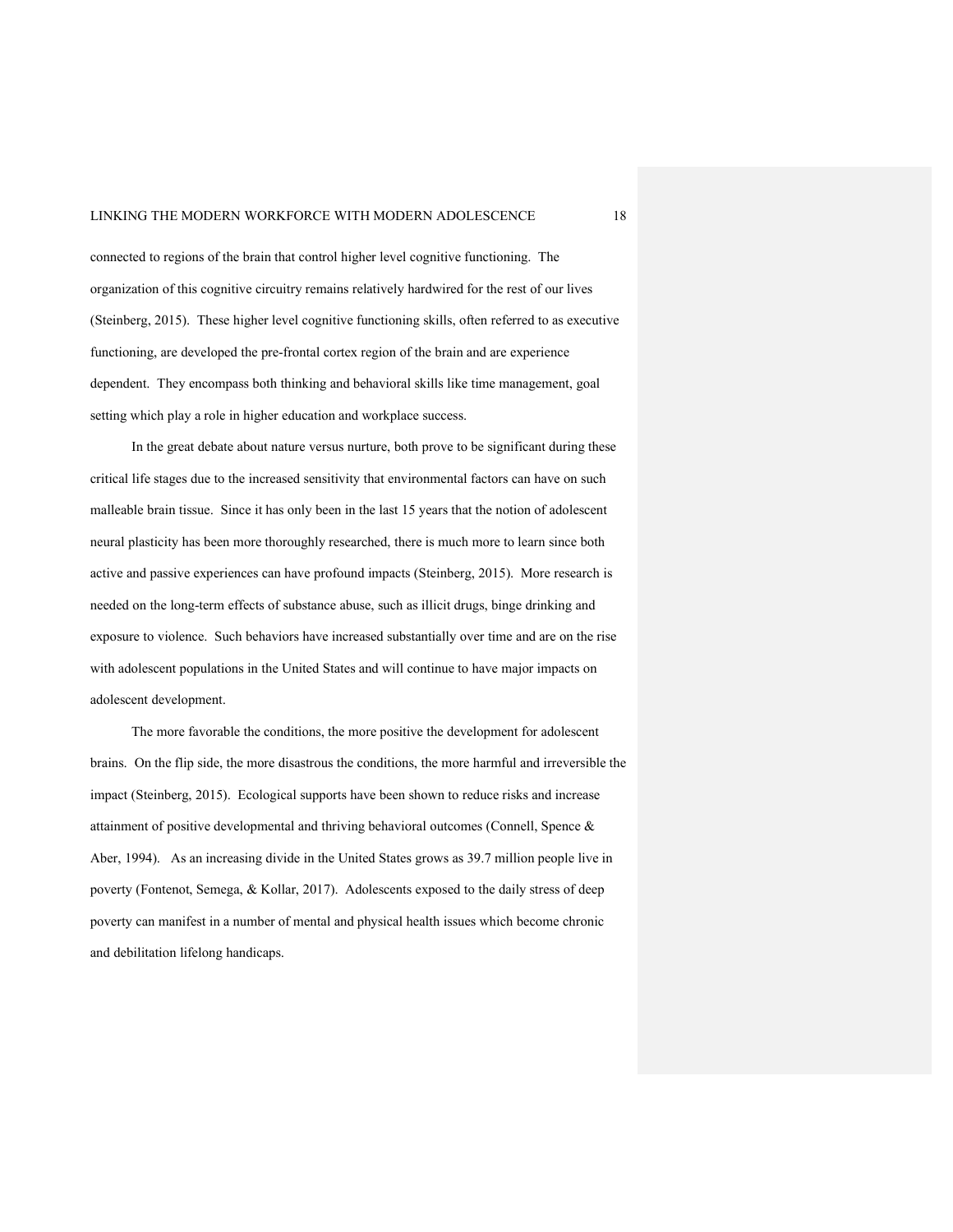connected to regions of the brain that control higher level cognitive functioning. The organization of this cognitive circuitry remains relatively hardwired for the rest of our lives (Steinberg, 2015). These higher level cognitive functioning skills, often referred to as executive functioning, are developed the pre-frontal cortex region of the brain and are experience dependent. They encompass both thinking and behavioral skills like time management, goal setting which play a role in higher education and workplace success.

In the great debate about nature versus nurture, both prove to be significant during these critical life stages due to the increased sensitivity that environmental factors can have on such malleable brain tissue. Since it has only been in the last 15 years that the notion of adolescent neural plasticity has been more thoroughly researched, there is much more to learn since both active and passive experiences can have profound impacts (Steinberg, 2015). More research is needed on the long-term effects of substance abuse, such as illicit drugs, binge drinking and exposure to violence. Such behaviors have increased substantially over time and are on the rise with adolescent populations in the United States and will continue to have major impacts on adolescent development.

The more favorable the conditions, the more positive the development for adolescent brains. On the flip side, the more disastrous the conditions, the more harmful and irreversible the impact (Steinberg, 2015). Ecological supports have been shown to reduce risks and increase attainment of positive developmental and thriving behavioral outcomes (Connell, Spence & Aber, 1994). As an increasing divide in the United States grows as 39.7 million people live in poverty (Fontenot, Semega, & Kollar, 2017). Adolescents exposed to the daily stress of deep poverty can manifest in a number of mental and physical health issues which become chronic and debilitation lifelong handicaps.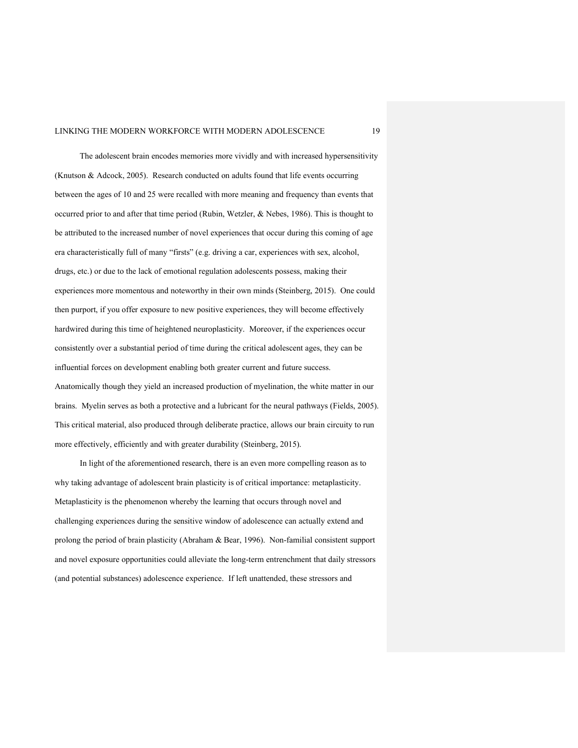The adolescent brain encodes memories more vividly and with increased hypersensitivity (Knutson & Adcock, 2005). Research conducted on adults found that life events occurring between the ages of 10 and 25 were recalled with more meaning and frequency than events that occurred prior to and after that time period (Rubin, Wetzler, & Nebes, 1986). This is thought to be attributed to the increased number of novel experiences that occur during this coming of age era characteristically full of many "firsts" (e.g. driving a car, experiences with sex, alcohol, drugs, etc.) or due to the lack of emotional regulation adolescents possess, making their experiences more momentous and noteworthy in their own minds (Steinberg, 2015). One could then purport, if you offer exposure to new positive experiences, they will become effectively hardwired during this time of heightened neuroplasticity. Moreover, if the experiences occur consistently over a substantial period of time during the critical adolescent ages, they can be influential forces on development enabling both greater current and future success. Anatomically though they yield an increased production of myelination, the white matter in our brains. Myelin serves as both a protective and a lubricant for the neural pathways (Fields, 2005). This critical material, also produced through deliberate practice, allows our brain circuitry to run more effectively, efficiently and with greater durability (Steinberg, 2015).

In light of the aforementioned research, there is an even more compelling reason as to why taking advantage of adolescent brain plasticity is of critical importance: metaplasticity. Metaplasticity is the phenomenon whereby the learning that occurs through novel and challenging experiences during the sensitive window of adolescence can actually extend and prolong the period of brain plasticity (Abraham & Bear, 1996). Non-familial consistent support and novel exposure opportunities could alleviate the long-term entrenchment that daily stressors (and potential substances) adolescence experience. If left unattended, these stressors and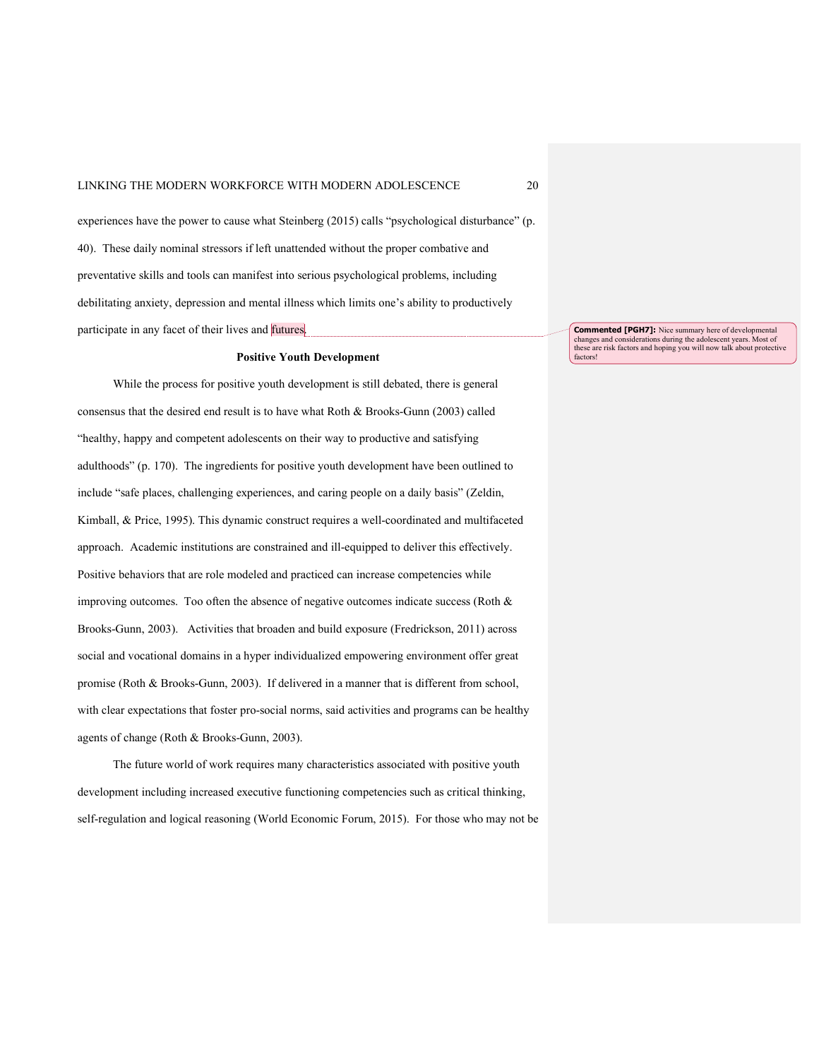experiences have the power to cause what Steinberg (2015) calls "psychological disturbance" (p. 40). These daily nominal stressors if left unattended without the proper combative and preventative skills and tools can manifest into serious psychological problems, including debilitating anxiety, depression and mental illness which limits one's ability to productively participate in any facet of their lives and futures.

**Commented [PGH7]:** Nice summary here of developmental changes and considerations during the adolescent years. Most of these are risk factors and hoping you will now talk about protective factors!

## Positive Youth Development

While the process for positive youth development is still debated, there is general consensus that the desired end result is to have what Roth & Brooks-Gunn (2003) called "healthy, happy and competent adolescents on their way to productive and satisfying adulthoods" (p. 170). The ingredients for positive youth development have been outlined to include "safe places, challenging experiences, and caring people on a daily basis" (Zeldin, Kimball, & Price, 1995). This dynamic construct requires a well-coordinated and multifaceted approach. Academic institutions are constrained and ill-equipped to deliver this effectively. Positive behaviors that are role modeled and practiced can increase competencies while improving outcomes. Too often the absence of negative outcomes indicate success (Roth & Brooks-Gunn, 2003). Activities that broaden and build exposure (Fredrickson, 2011) across social and vocational domains in a hyper individualized empowering environment offer great promise (Roth & Brooks-Gunn, 2003). If delivered in a manner that is different from school, with clear expectations that foster pro-social norms, said activities and programs can be healthy agents of change (Roth & Brooks-Gunn, 2003).

The future world of work requires many characteristics associated with positive youth development including increased executive functioning competencies such as critical thinking, self-regulation and logical reasoning (World Economic Forum, 2015). For those who may not be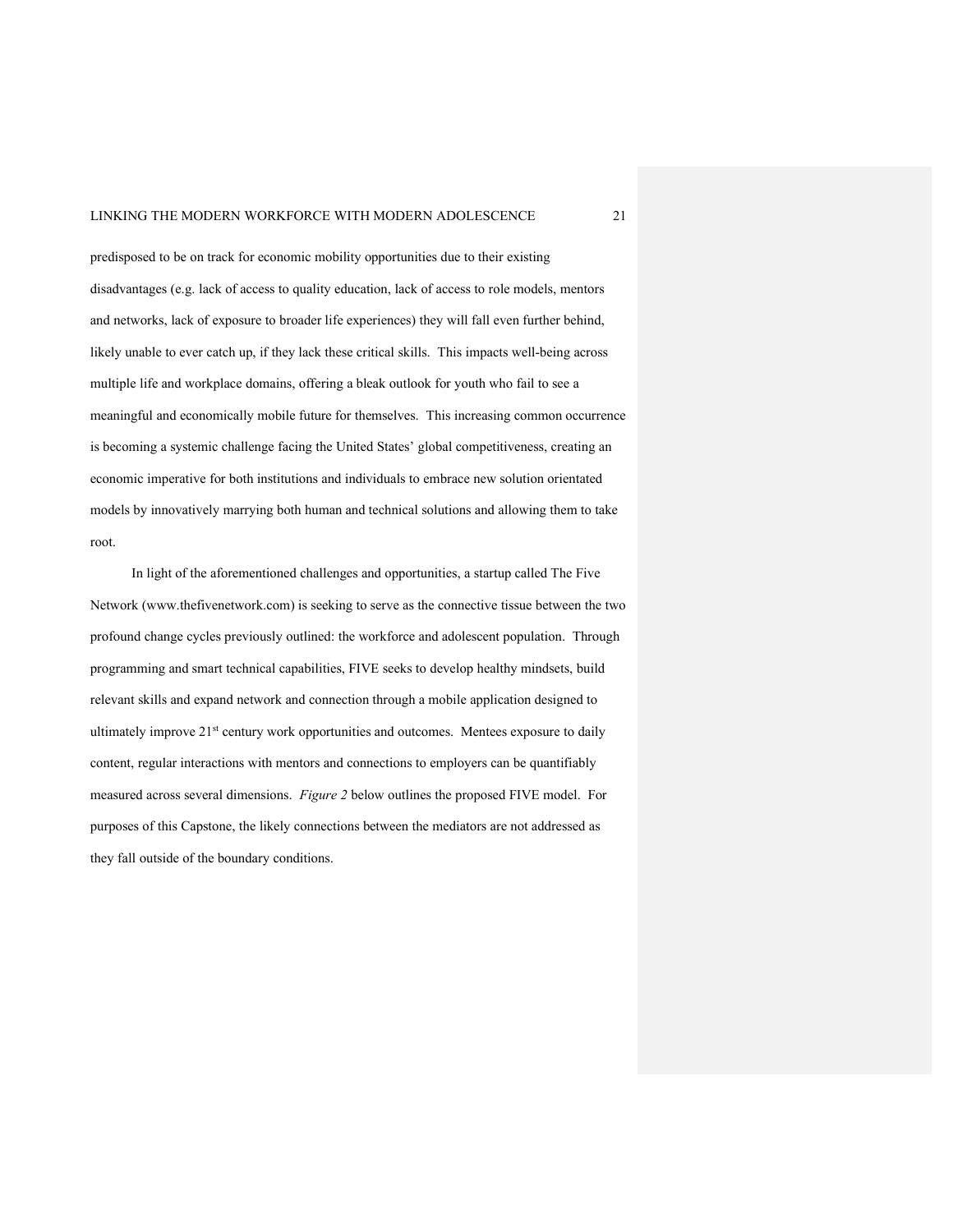predisposed to be on track for economic mobility opportunities due to their existing disadvantages (e.g. lack of access to quality education, lack of access to role models, mentors and networks, lack of exposure to broader life experiences) they will fall even further behind, likely unable to ever catch up, if they lack these critical skills. This impacts well-being across multiple life and workplace domains, offering a bleak outlook for youth who fail to see a meaningful and economically mobile future for themselves. This increasing common occurrence is becoming a systemic challenge facing the United States' global competitiveness, creating an economic imperative for both institutions and individuals to embrace new solution orientated models by innovatively marrying both human and technical solutions and allowing them to take root.

In light of the aforementioned challenges and opportunities, a startup called The Five Network (www.thefivenetwork.com) is seeking to serve as the connective tissue between the two profound change cycles previously outlined: the workforce and adolescent population. Through programming and smart technical capabilities, FIVE seeks to develop healthy mindsets, build relevant skills and expand network and connection through a mobile application designed to ultimately improve 21st century work opportunities and outcomes. Mentees exposure to daily content, regular interactions with mentors and connections to employers can be quantifiably measured across several dimensions. *Figure 2* below outlines the proposed FIVE model. For purposes of this Capstone, the likely connections between the mediators are not addressed as they fall outside of the boundary conditions.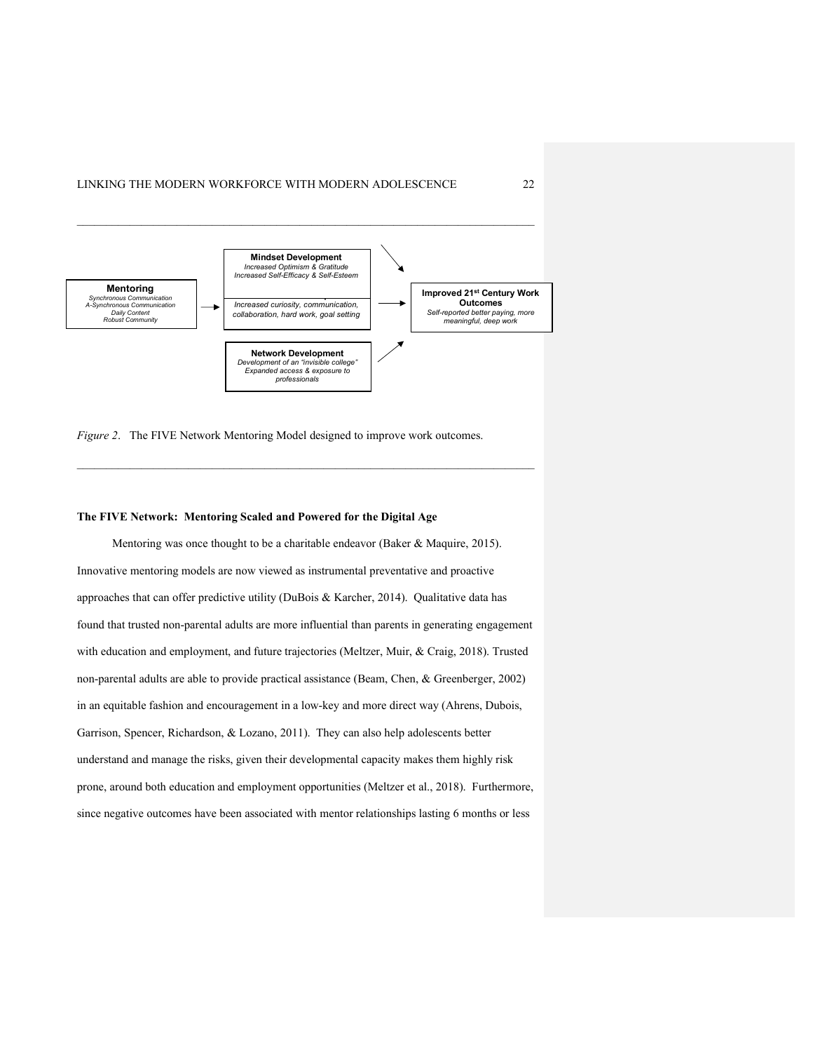**Mentoring**
*Synchronous Communication*
*A-Synchronous Communication*
*Daily Content*
*Robust Community*

**Mindset Development**
*Increased Optimism & Gratitude*
*Increased Self-Efficacy & Self-Esteem*

*Increased curiosity, communication, collaboration, hard work, goal setting*

**Network Development**
*Development of an "invisible college"*
*Expanded access & exposure to professionals*

**Improved 21st Century Work Outcomes**
*Self-reported better paying, more meaningful, deep work*

*Figure 2*. The FIVE Network Mentoring Model designed to improve work outcomes.

**The FIVE Network: Mentoring Scaled and Powered for the Digital Age**

Mentoring was once thought to be a charitable endeavor (Baker & Maquire, 2015). Innovative mentoring models are now viewed as instrumental preventative and proactive approaches that can offer predictive utility (DuBois & Karcher, 2014). Qualitative data has found that trusted non-parental adults are more influential than parents in generating engagement with education and employment, and future trajectories (Meltzer, Muir, & Craig, 2018). Trusted non-parental adults are able to provide practical assistance (Beam, Chen, & Greenberger, 2002) in an equitable fashion and encouragement in a low-key and more direct way (Ahrens, Dubois, Garrison, Spencer, Richardson, & Lozano, 2011). They can also help adolescents better understand and manage the risks, given their developmental capacity makes them highly risk prone, around both education and employment opportunities (Meltzer et al., 2018). Furthermore, since negative outcomes have been associated with mentor relationships lasting 6 months or less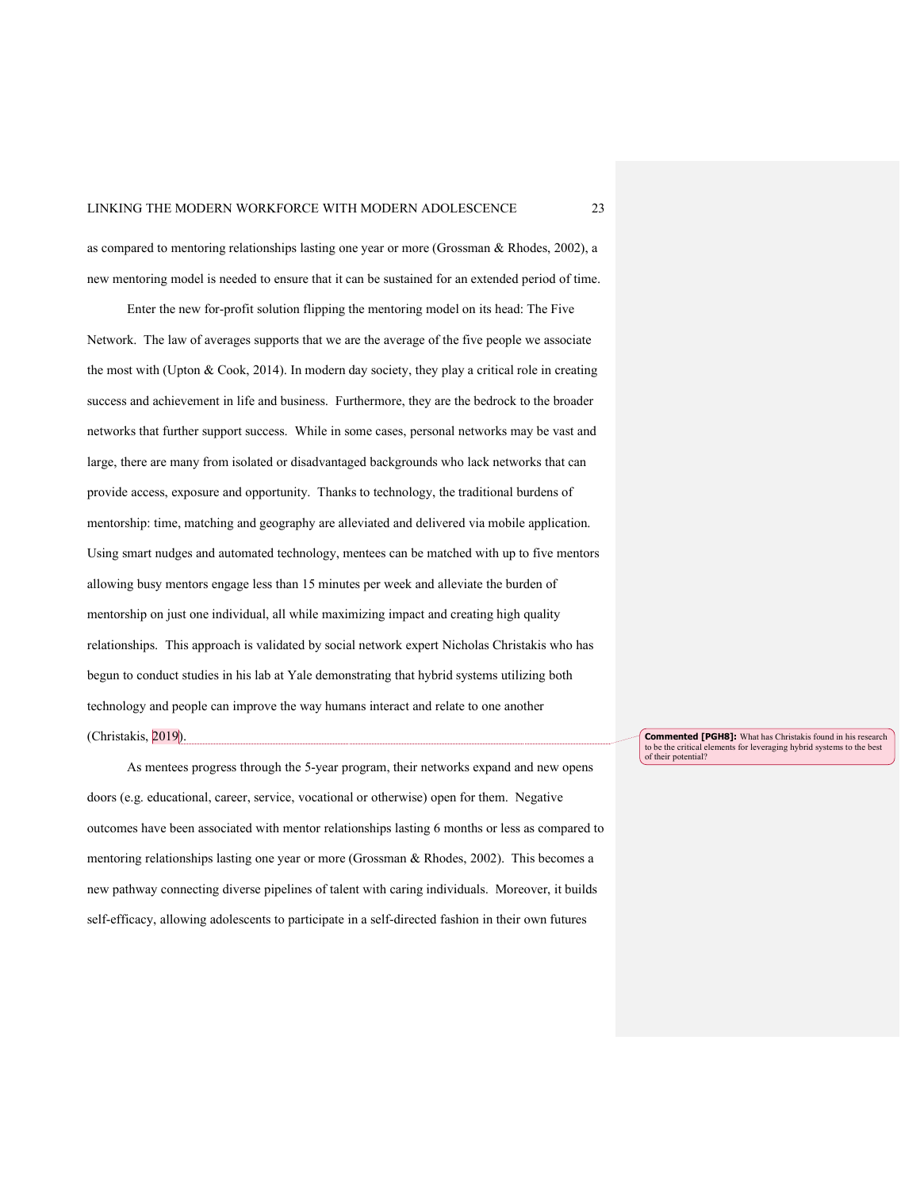as compared to mentoring relationships lasting one year or more (Grossman & Rhodes, 2002), a new mentoring model is needed to ensure that it can be sustained for an extended period of time.

Enter the new for-profit solution flipping the mentoring model on its head: The Five Network. The law of averages supports that we are the average of the five people we associate the most with (Upton & Cook, 2014). In modern day society, they play a critical role in creating success and achievement in life and business. Furthermore, they are the bedrock to the broader networks that further support success. While in some cases, personal networks may be vast and large, there are many from isolated or disadvantaged backgrounds who lack networks that can provide access, exposure and opportunity. Thanks to technology, the traditional burdens of mentorship: time, matching and geography are alleviated and delivered via mobile application. Using smart nudges and automated technology, mentees can be matched with up to five mentors allowing busy mentors engage less than 15 minutes per week and alleviate the burden of mentorship on just one individual, all while maximizing impact and creating high quality relationships. This approach is validated by social network expert Nicholas Christakis who has begun to conduct studies in his lab at Yale demonstrating that hybrid systems utilizing both technology and people can improve the way humans interact and relate to one another (Christakis, 2019).

**Commented [PGH8]:** What has Christakis found in his research to be the critical elements for leveraging hybrid systems to the best of their potential?

As mentees progress through the 5-year program, their networks expand and new opens doors (e.g. educational, career, service, vocational or otherwise) open for them. Negative outcomes have been associated with mentor relationships lasting 6 months or less as compared to mentoring relationships lasting one year or more (Grossman & Rhodes, 2002). This becomes a new pathway connecting diverse pipelines of talent with caring individuals. Moreover, it builds self-efficacy, allowing adolescents to participate in a self-directed fashion in their own futures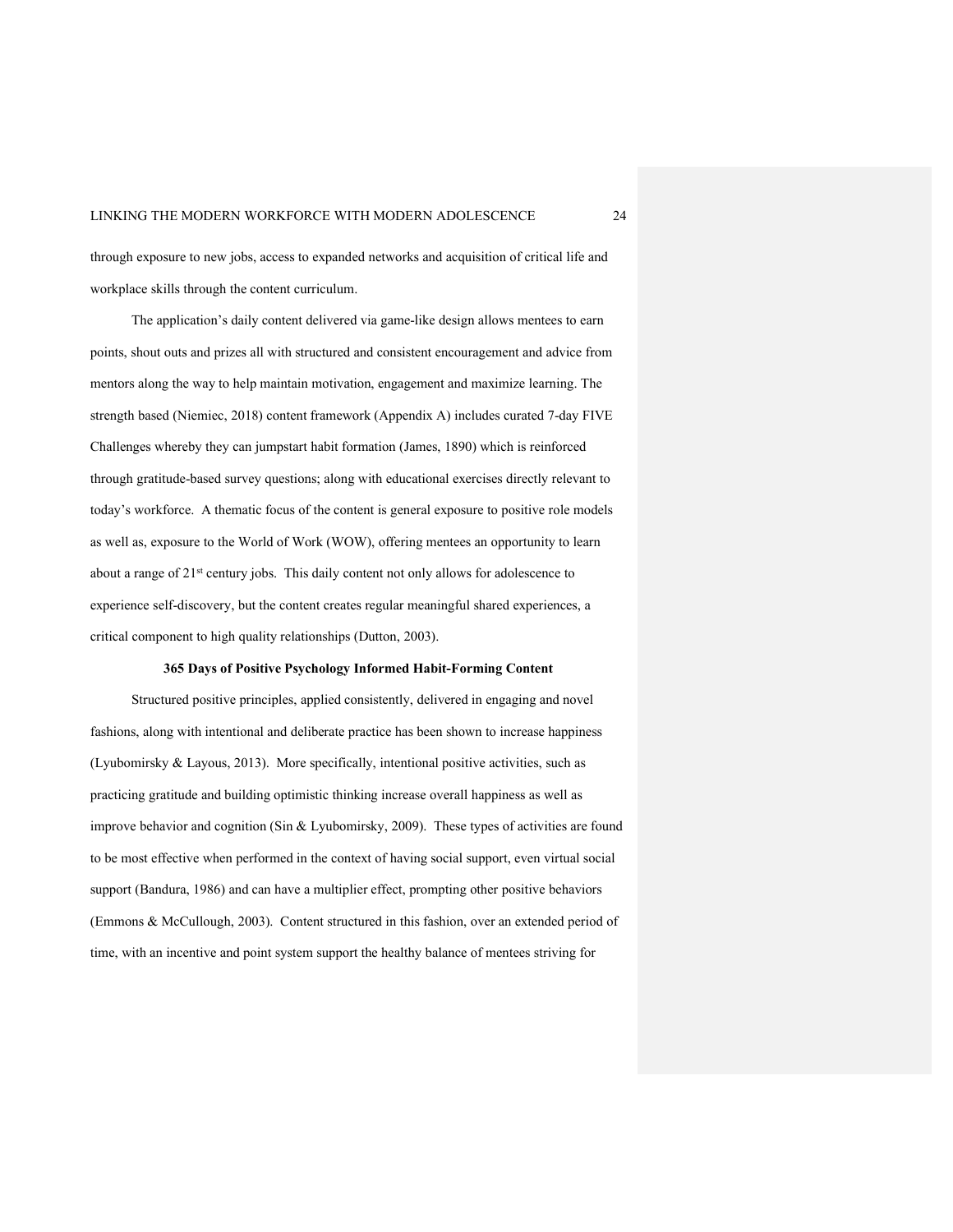through exposure to new jobs, access to expanded networks and acquisition of critical life and workplace skills through the content curriculum.

The application's daily content delivered via game-like design allows mentees to earn points, shout outs and prizes all with structured and consistent encouragement and advice from mentors along the way to help maintain motivation, engagement and maximize learning. The strength based (Niemiec, 2018) content framework (Appendix A) includes curated 7-day FIVE Challenges whereby they can jumpstart habit formation (James, 1890) which is reinforced through gratitude-based survey questions; along with educational exercises directly relevant to today's workforce. A thematic focus of the content is general exposure to positive role models as well as, exposure to the World of Work (WOW), offering mentees an opportunity to learn about a range of 21st century jobs. This daily content not only allows for adolescence to experience self-discovery, but the content creates regular meaningful shared experiences, a critical component to high quality relationships (Dutton, 2003).

**365 Days of Positive Psychology Informed Habit-Forming Content**

Structured positive principles, applied consistently, delivered in engaging and novel fashions, along with intentional and deliberate practice has been shown to increase happiness (Lyubomirsky & Layous, 2013). More specifically, intentional positive activities, such as practicing gratitude and building optimistic thinking increase overall happiness as well as improve behavior and cognition (Sin & Lyubomirsky, 2009). These types of activities are found to be most effective when performed in the context of having social support, even virtual social support (Bandura, 1986) and can have a multiplier effect, prompting other positive behaviors (Emmons & McCullough, 2003). Content structured in this fashion, over an extended period of time, with an incentive and point system support the healthy balance of mentees striving for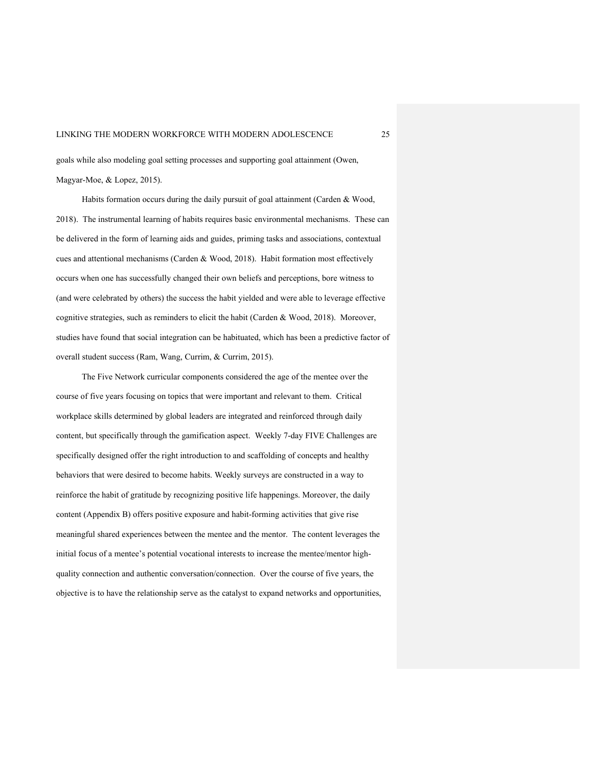goals while also modeling goal setting processes and supporting goal attainment (Owen, Magyar-Moe, & Lopez, 2015).

Habits formation occurs during the daily pursuit of goal attainment (Carden & Wood, 2018). The instrumental learning of habits requires basic environmental mechanisms. These can be delivered in the form of learning aids and guides, priming tasks and associations, contextual cues and attentional mechanisms (Carden & Wood, 2018). Habit formation most effectively occurs when one has successfully changed their own beliefs and perceptions, bore witness to (and were celebrated by others) the success the habit yielded and were able to leverage effective cognitive strategies, such as reminders to elicit the habit (Carden & Wood, 2018). Moreover, studies have found that social integration can be habituated, which has been a predictive factor of overall student success (Ram, Wang, Currim, & Currim, 2015).

The Five Network curricular components considered the age of the mentee over the course of five years focusing on topics that were important and relevant to them. Critical workplace skills determined by global leaders are integrated and reinforced through daily content, but specifically through the gamification aspect. Weekly 7-day FIVE Challenges are specifically designed offer the right introduction to and scaffolding of concepts and healthy behaviors that were desired to become habits. Weekly surveys are constructed in a way to reinforce the habit of gratitude by recognizing positive life happenings. Moreover, the daily content (Appendix B) offers positive exposure and habit-forming activities that give rise meaningful shared experiences between the mentee and the mentor. The content leverages the initial focus of a mentee's potential vocational interests to increase the mentee/mentor high-quality connection and authentic conversation/connection. Over the course of five years, the objective is to have the relationship serve as the catalyst to expand networks and opportunities,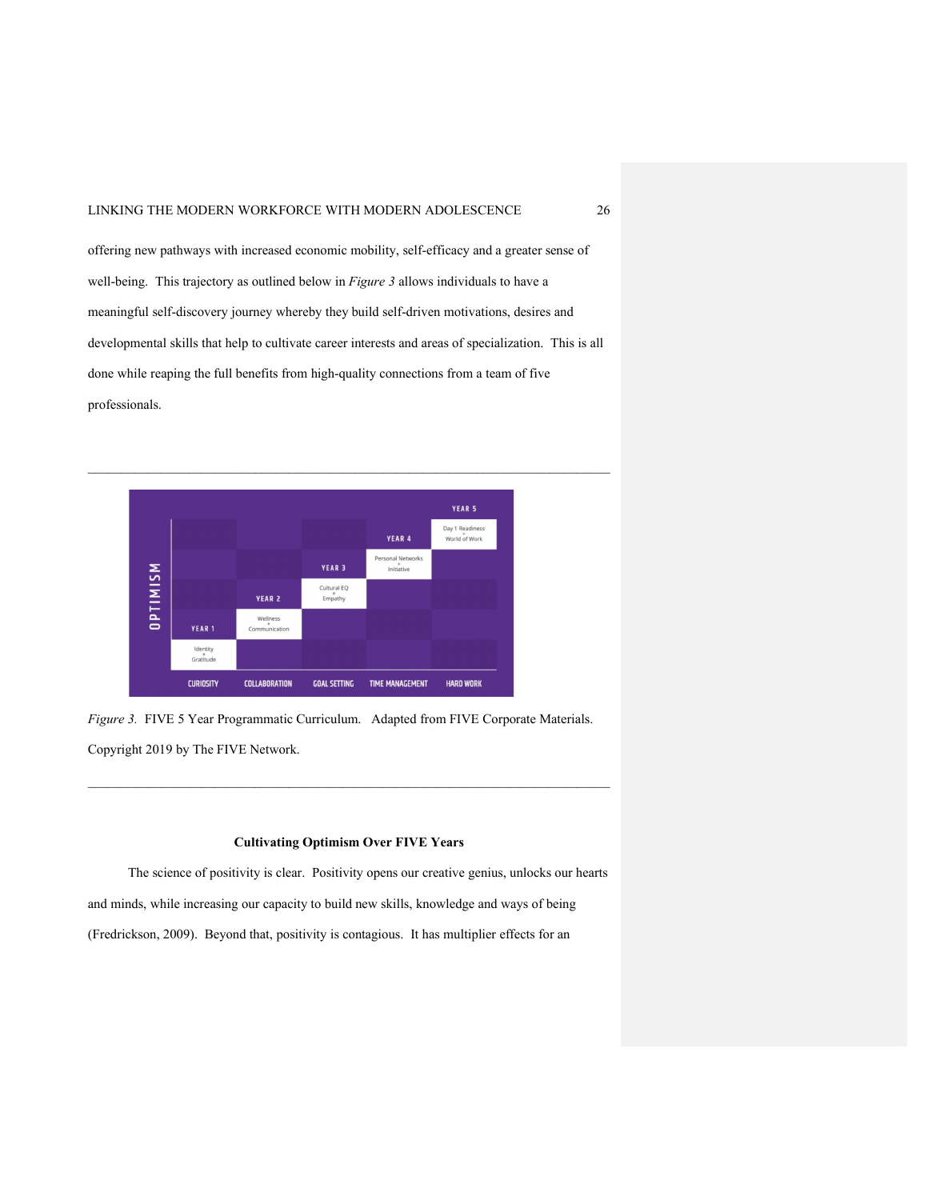offering new pathways with increased economic mobility, self-efficacy and a greater sense of well-being. This trajectory as outlined below in *Figure 3* allows individuals to have a meaningful self-discovery journey whereby they build self-driven motivations, desires and developmental skills that help to cultivate career interests and areas of specialization. This is all done while reaping the full benefits from high-quality connections from a team of five professionals.

| OPTIMISM | CURIOSITY | COLLABORATION | GOAL SETTING | TIME MANAGEMENT | HARD WORK |
|---|---|---|---|---|---|
| YEAR 1 | Identity + Gratitude | | | | |
| YEAR 2 | | Wellness + Communication | | | |
| YEAR 3 | | | Cultural EQ + Empathy | | |
| YEAR 4 | | | | Personal Networks + Initiative | |
| YEAR 5 | | | | | Day 1 Readiness + World of Work |

*Figure 3.* FIVE 5 Year Programmatic Curriculum. Adapted from FIVE Corporate Materials. Copyright 2019 by The FIVE Network.

### Cultivating Optimism Over FIVE Years

The science of positivity is clear. Positivity opens our creative genius, unlocks our hearts and minds, while increasing our capacity to build new skills, knowledge and ways of being (Fredrickson, 2009). Beyond that, positivity is contagious. It has multiplier effects for an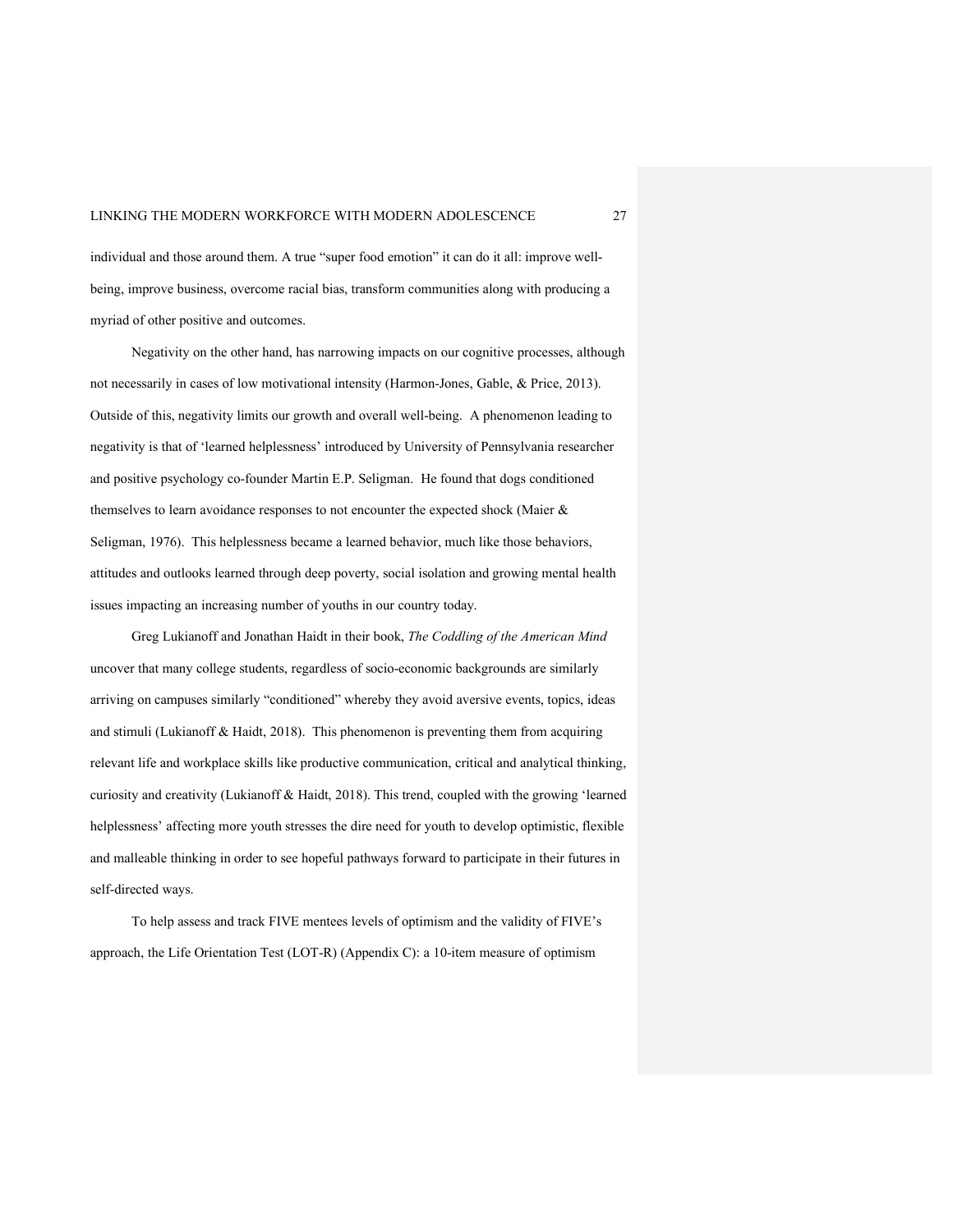individual and those around them. A true "super food emotion" it can do it all: improve well-being, improve business, overcome racial bias, transform communities along with producing a myriad of other positive and outcomes.

Negativity on the other hand, has narrowing impacts on our cognitive processes, although not necessarily in cases of low motivational intensity (Harmon-Jones, Gable, & Price, 2013). Outside of this, negativity limits our growth and overall well-being. A phenomenon leading to negativity is that of 'learned helplessness' introduced by University of Pennsylvania researcher and positive psychology co-founder Martin E.P. Seligman. He found that dogs conditioned themselves to learn avoidance responses to not encounter the expected shock (Maier & Seligman, 1976). This helplessness became a learned behavior, much like those behaviors, attitudes and outlooks learned through deep poverty, social isolation and growing mental health issues impacting an increasing number of youths in our country today.

Greg Lukianoff and Jonathan Haidt in their book, *The Coddling of the American Mind* uncover that many college students, regardless of socio-economic backgrounds are similarly arriving on campuses similarly "conditioned" whereby they avoid aversive events, topics, ideas and stimuli (Lukianoff & Haidt, 2018). This phenomenon is preventing them from acquiring relevant life and workplace skills like productive communication, critical and analytical thinking, curiosity and creativity (Lukianoff & Haidt, 2018). This trend, coupled with the growing 'learned helplessness' affecting more youth stresses the dire need for youth to develop optimistic, flexible and malleable thinking in order to see hopeful pathways forward to participate in their futures in self-directed ways.

To help assess and track FIVE mentees levels of optimism and the validity of FIVE's approach, the Life Orientation Test (LOT-R) (Appendix C): a 10-item measure of optimism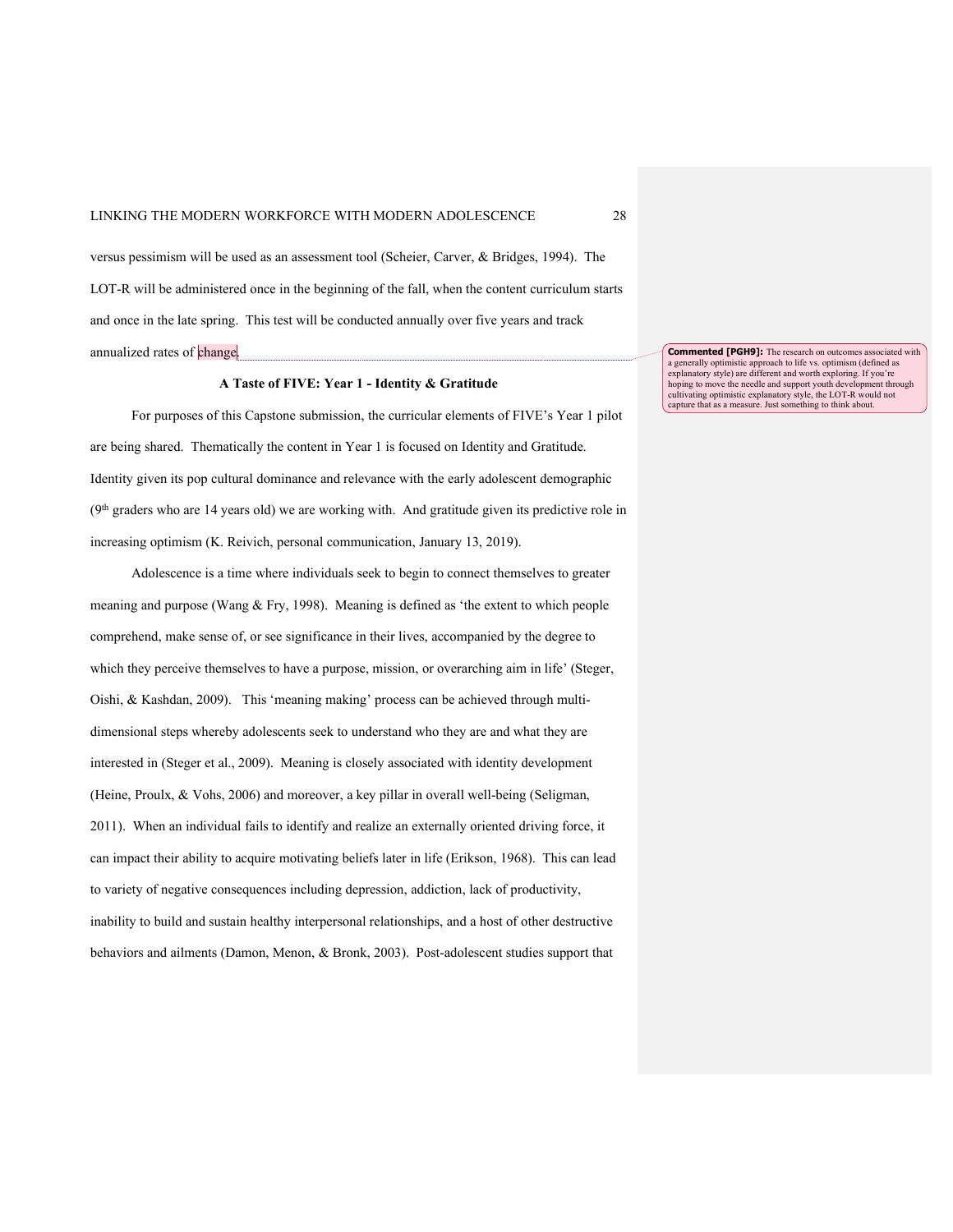versus pessimism will be used as an assessment tool (Scheier, Carver, & Bridges, 1994). The LOT-R will be administered once in the beginning of the fall, when the content curriculum starts and once in the late spring. This test will be conducted annually over five years and track annualized rates of change.

> **Commented [PGH9]:** The research on outcomes associated with a generally optimistic approach to life vs. optimism (defined as explanatory style) are different and worth exploring. If you're hoping to move the needle and support youth development through cultivating optimistic explanatory style, the LOT-R would not capture that as a measure. Just something to think about.

**A Taste of FIVE: Year 1 - Identity & Gratitude**

For purposes of this Capstone submission, the curricular elements of FIVE's Year 1 pilot are being shared. Thematically the content in Year 1 is focused on Identity and Gratitude. Identity given its pop cultural dominance and relevance with the early adolescent demographic (9th graders who are 14 years old) we are working with. And gratitude given its predictive role in increasing optimism (K. Reivich, personal communication, January 13, 2019).

Adolescence is a time where individuals seek to begin to connect themselves to greater meaning and purpose (Wang & Fry, 1998). Meaning is defined as 'the extent to which people comprehend, make sense of, or see significance in their lives, accompanied by the degree to which they perceive themselves to have a purpose, mission, or overarching aim in life' (Steger, Oishi, & Kashdan, 2009). This 'meaning making' process can be achieved through multi-dimensional steps whereby adolescents seek to understand who they are and what they are interested in (Steger et al., 2009). Meaning is closely associated with identity development (Heine, Proulx, & Vohs, 2006) and moreover, a key pillar in overall well-being (Seligman, 2011). When an individual fails to identify and realize an externally oriented driving force, it can impact their ability to acquire motivating beliefs later in life (Erikson, 1968). This can lead to variety of negative consequences including depression, addiction, lack of productivity, inability to build and sustain healthy interpersonal relationships, and a host of other destructive behaviors and ailments (Damon, Menon, & Bronk, 2003). Post-adolescent studies support that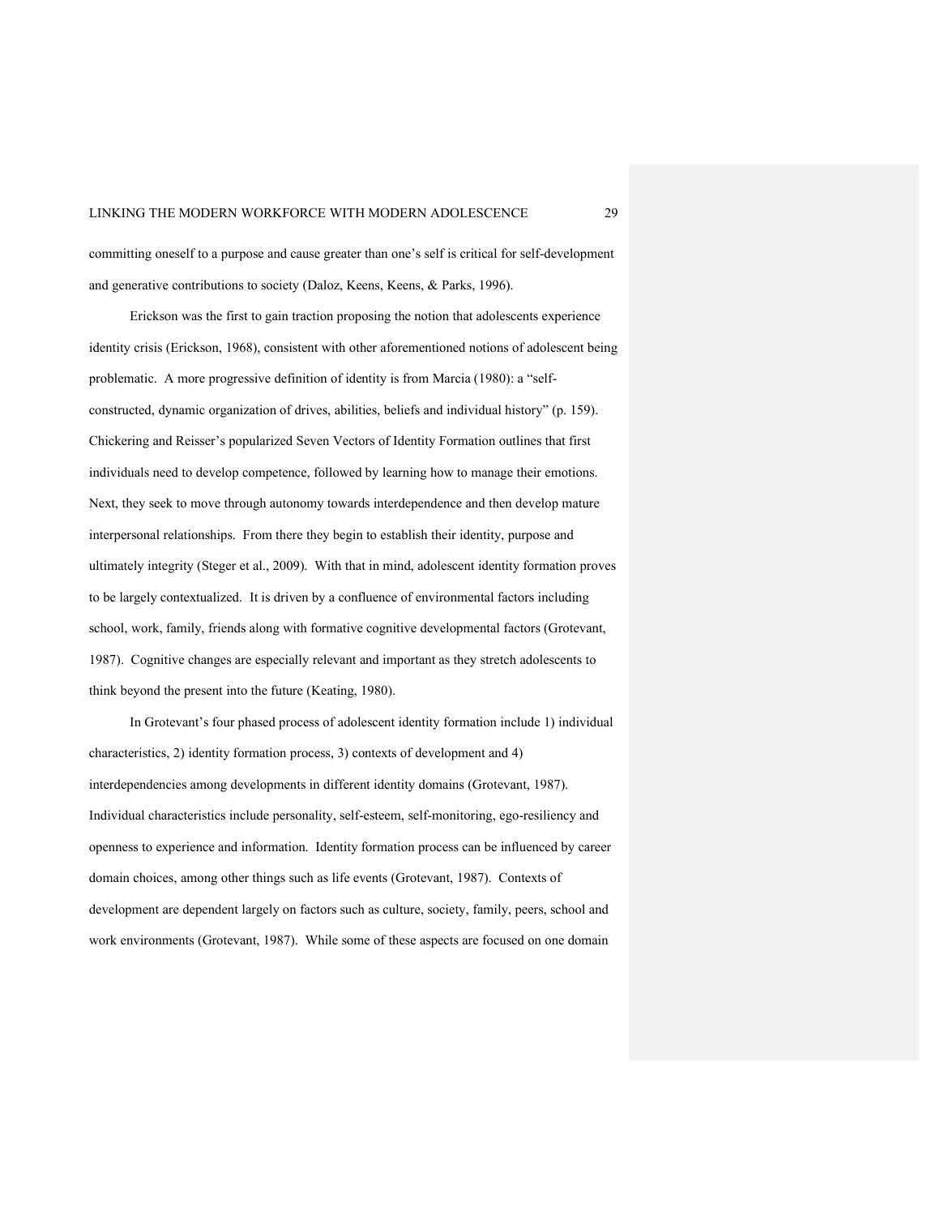committing oneself to a purpose and cause greater than one's self is critical for self-development and generative contributions to society (Daloz, Keens, Keens, & Parks, 1996).

Erickson was the first to gain traction proposing the notion that adolescents experience identity crisis (Erickson, 1968), consistent with other aforementioned notions of adolescent being problematic. A more progressive definition of identity is from Marcia (1980): a "self-constructed, dynamic organization of drives, abilities, beliefs and individual history" (p. 159). Chickering and Reisser's popularized Seven Vectors of Identity Formation outlines that first individuals need to develop competence, followed by learning how to manage their emotions. Next, they seek to move through autonomy towards interdependence and then develop mature interpersonal relationships. From there they begin to establish their identity, purpose and ultimately integrity (Steger et al., 2009). With that in mind, adolescent identity formation proves to be largely contextualized. It is driven by a confluence of environmental factors including school, work, family, friends along with formative cognitive developmental factors (Grotevant, 1987). Cognitive changes are especially relevant and important as they stretch adolescents to think beyond the present into the future (Keating, 1980).

In Grotevant's four phased process of adolescent identity formation include 1) individual characteristics, 2) identity formation process, 3) contexts of development and 4) interdependencies among developments in different identity domains (Grotevant, 1987). Individual characteristics include personality, self-esteem, self-monitoring, ego-resiliency and openness to experience and information. Identity formation process can be influenced by career domain choices, among other things such as life events (Grotevant, 1987). Contexts of development are dependent largely on factors such as culture, society, family, peers, school and work environments (Grotevant, 1987). While some of these aspects are focused on one domain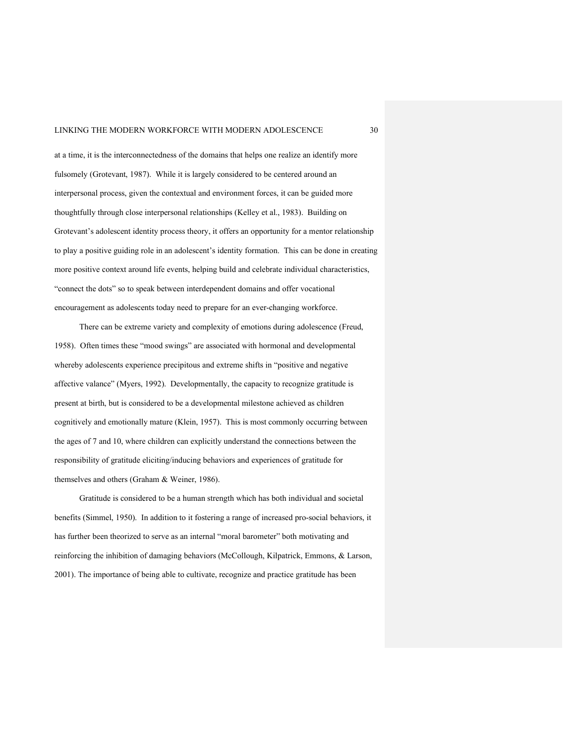at a time, it is the interconnectedness of the domains that helps one realize an identify more fulsomely (Grotevant, 1987). While it is largely considered to be centered around an interpersonal process, given the contextual and environment forces, it can be guided more thoughtfully through close interpersonal relationships (Kelley et al., 1983). Building on Grotevant's adolescent identity process theory, it offers an opportunity for a mentor relationship to play a positive guiding role in an adolescent's identity formation. This can be done in creating more positive context around life events, helping build and celebrate individual characteristics, "connect the dots" so to speak between interdependent domains and offer vocational encouragement as adolescents today need to prepare for an ever-changing workforce.

There can be extreme variety and complexity of emotions during adolescence (Freud, 1958). Often times these "mood swings" are associated with hormonal and developmental whereby adolescents experience precipitous and extreme shifts in "positive and negative affective valance" (Myers, 1992). Developmentally, the capacity to recognize gratitude is present at birth, but is considered to be a developmental milestone achieved as children cognitively and emotionally mature (Klein, 1957). This is most commonly occurring between the ages of 7 and 10, where children can explicitly understand the connections between the responsibility of gratitude eliciting/inducing behaviors and experiences of gratitude for themselves and others (Graham & Weiner, 1986).

Gratitude is considered to be a human strength which has both individual and societal benefits (Simmel, 1950). In addition to it fostering a range of increased pro-social behaviors, it has further been theorized to serve as an internal "moral barometer" both motivating and reinforcing the inhibition of damaging behaviors (McCollough, Kilpatrick, Emmons, & Larson, 2001). The importance of being able to cultivate, recognize and practice gratitude has been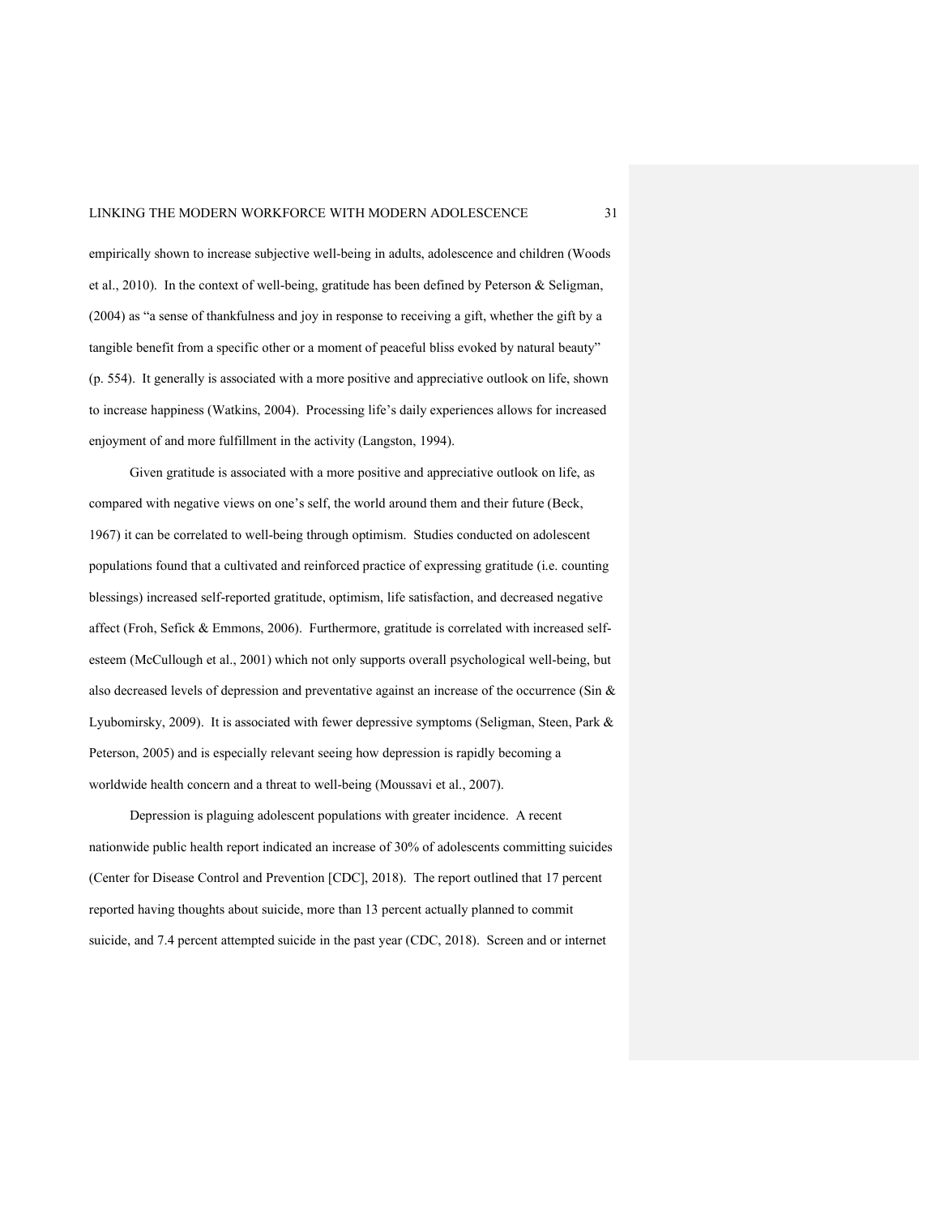empirically shown to increase subjective well-being in adults, adolescence and children (Woods et al., 2010). In the context of well-being, gratitude has been defined by Peterson & Seligman, (2004) as "a sense of thankfulness and joy in response to receiving a gift, whether the gift by a tangible benefit from a specific other or a moment of peaceful bliss evoked by natural beauty" (p. 554). It generally is associated with a more positive and appreciative outlook on life, shown to increase happiness (Watkins, 2004). Processing life's daily experiences allows for increased enjoyment of and more fulfillment in the activity (Langston, 1994).

Given gratitude is associated with a more positive and appreciative outlook on life, as compared with negative views on one's self, the world around them and their future (Beck, 1967) it can be correlated to well-being through optimism. Studies conducted on adolescent populations found that a cultivated and reinforced practice of expressing gratitude (i.e. counting blessings) increased self-reported gratitude, optimism, life satisfaction, and decreased negative affect (Froh, Sefick & Emmons, 2006). Furthermore, gratitude is correlated with increased self-esteem (McCullough et al., 2001) which not only supports overall psychological well-being, but also decreased levels of depression and preventative against an increase of the occurrence (Sin & Lyubomirsky, 2009). It is associated with fewer depressive symptoms (Seligman, Steen, Park & Peterson, 2005) and is especially relevant seeing how depression is rapidly becoming a worldwide health concern and a threat to well-being (Moussavi et al., 2007).

Depression is plaguing adolescent populations with greater incidence. A recent nationwide public health report indicated an increase of 30% of adolescents committing suicides (Center for Disease Control and Prevention [CDC], 2018). The report outlined that 17 percent reported having thoughts about suicide, more than 13 percent actually planned to commit suicide, and 7.4 percent attempted suicide in the past year (CDC, 2018). Screen and or internet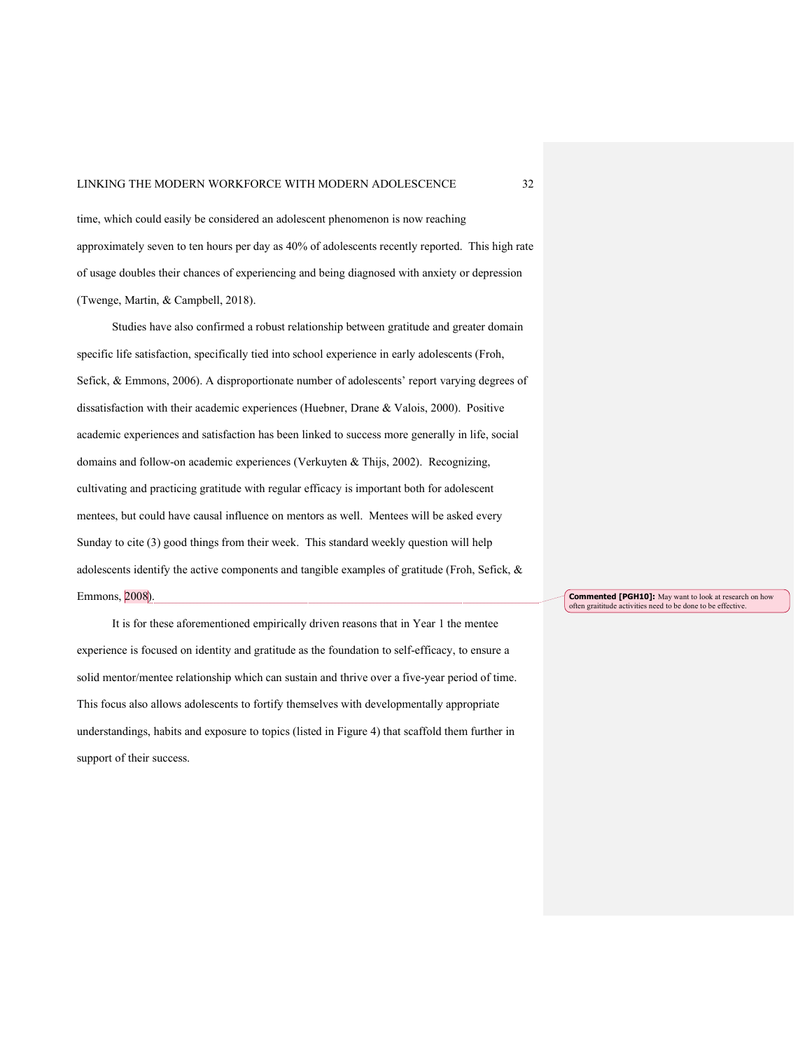time, which could easily be considered an adolescent phenomenon is now reaching approximately seven to ten hours per day as 40% of adolescents recently reported. This high rate of usage doubles their chances of experiencing and being diagnosed with anxiety or depression (Twenge, Martin, & Campbell, 2018).

Studies have also confirmed a robust relationship between gratitude and greater domain specific life satisfaction, specifically tied into school experience in early adolescents (Froh, Sefick, & Emmons, 2006). A disproportionate number of adolescents' report varying degrees of dissatisfaction with their academic experiences (Huebner, Drane & Valois, 2000). Positive academic experiences and satisfaction has been linked to success more generally in life, social domains and follow-on academic experiences (Verkuyten & Thijs, 2002). Recognizing, cultivating and practicing gratitude with regular efficacy is important both for adolescent mentees, but could have causal influence on mentors as well. Mentees will be asked every Sunday to cite (3) good things from their week. This standard weekly question will help adolescents identify the active components and tangible examples of gratitude (Froh, Sefick, & Emmons, 2008).

It is for these aforementioned empirically driven reasons that in Year 1 the mentee experience is focused on identity and gratitude as the foundation to self-efficacy, to ensure a solid mentor/mentee relationship which can sustain and thrive over a five-year period of time. This focus also allows adolescents to fortify themselves with developmentally appropriate understandings, habits and exposure to topics (listed in Figure 4) that scaffold them further in support of their success.

**Commented [PGH10]:** May want to look at research on how often graititude activities need to be done to be effective.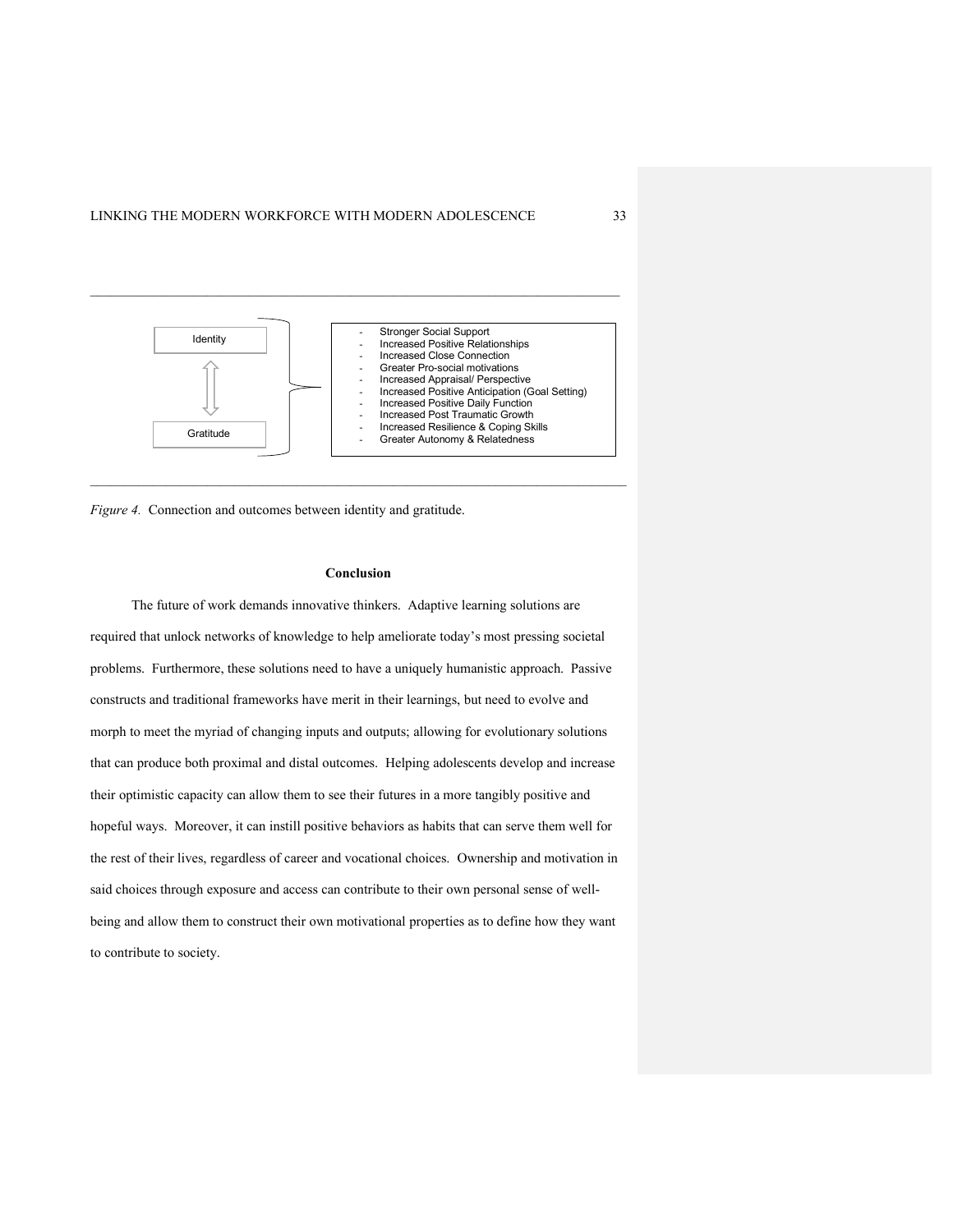Identity

Gratitude

- Stronger Social Support
- Increased Positive Relationships
- Increased Close Connection
- Greater Pro-social motivations
- Increased Appraisal/ Perspective
- Increased Positive Anticipation (Goal Setting)
- Increased Positive Daily Function
- Increased Post Traumatic Growth
- Increased Resilience & Coping Skills
- Greater Autonomy & Relatedness

*Figure 4.* Connection and outcomes between identity and gratitude.

## Conclusion

The future of work demands innovative thinkers. Adaptive learning solutions are required that unlock networks of knowledge to help ameliorate today's most pressing societal problems. Furthermore, these solutions need to have a uniquely humanistic approach. Passive constructs and traditional frameworks have merit in their learnings, but need to evolve and morph to meet the myriad of changing inputs and outputs; allowing for evolutionary solutions that can produce both proximal and distal outcomes. Helping adolescents develop and increase their optimistic capacity can allow them to see their futures in a more tangibly positive and hopeful ways. Moreover, it can instill positive behaviors as habits that can serve them well for the rest of their lives, regardless of career and vocational choices. Ownership and motivation in said choices through exposure and access can contribute to their own personal sense of well-being and allow them to construct their own motivational properties as to define how they want to contribute to society.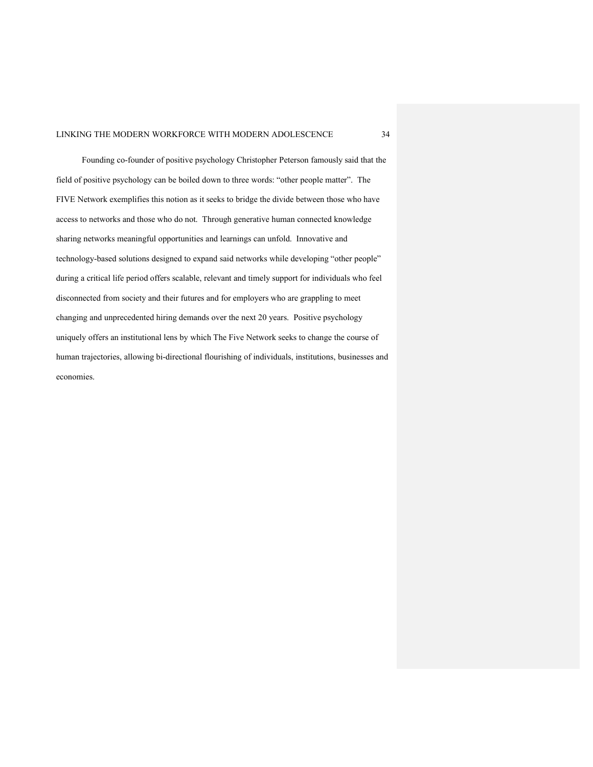Founding co-founder of positive psychology Christopher Peterson famously said that the field of positive psychology can be boiled down to three words: “other people matter”. The FIVE Network exemplifies this notion as it seeks to bridge the divide between those who have access to networks and those who do not. Through generative human connected knowledge sharing networks meaningful opportunities and learnings can unfold. Innovative and technology-based solutions designed to expand said networks while developing “other people” during a critical life period offers scalable, relevant and timely support for individuals who feel disconnected from society and their futures and for employers who are grappling to meet changing and unprecedented hiring demands over the next 20 years. Positive psychology uniquely offers an institutional lens by which The Five Network seeks to change the course of human trajectories, allowing bi-directional flourishing of individuals, institutions, businesses and economies.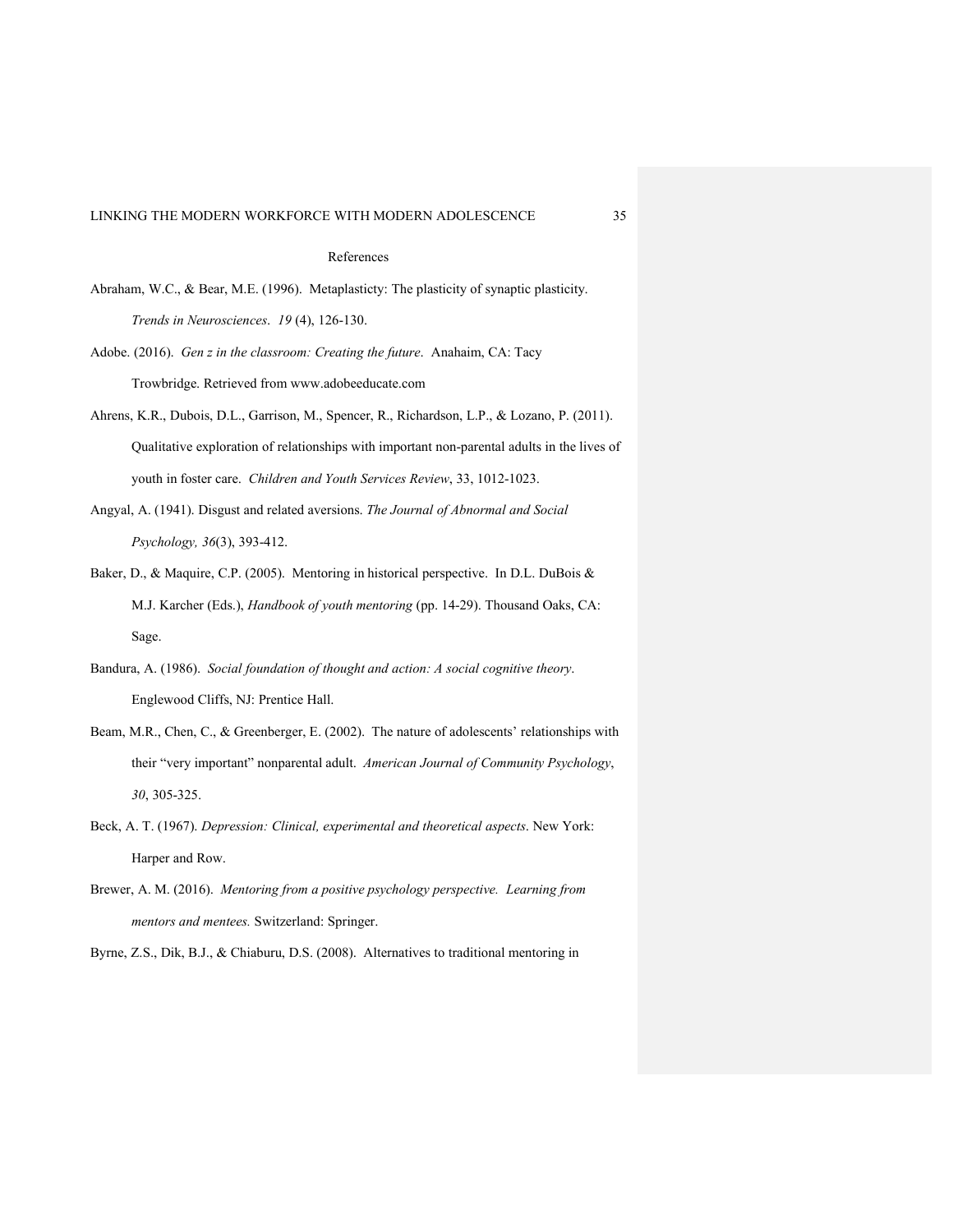# References

Abraham, W.C., & Bear, M.E. (1996). Metaplasticty: The plasticity of synaptic plasticity. *Trends in Neurosciences*. *19* (4), 126-130.

Adobe. (2016). *Gen z in the classroom: Creating the future*. Anahaim, CA: Tacy Trowbridge. Retrieved from www.adobeeducate.com

Ahrens, K.R., Dubois, D.L., Garrison, M., Spencer, R., Richardson, L.P., & Lozano, P. (2011). Qualitative exploration of relationships with important non-parental adults in the lives of youth in foster care. *Children and Youth Services Review*, 33, 1012-1023.

Angyal, A. (1941). Disgust and related aversions. *The Journal of Abnormal and Social Psychology, 36*(3), 393-412.

Baker, D., & Maquire, C.P. (2005). Mentoring in historical perspective. In D.L. DuBois & M.J. Karcher (Eds.), *Handbook of youth mentoring* (pp. 14-29). Thousand Oaks, CA: Sage.

Bandura, A. (1986). *Social foundation of thought and action: A social cognitive theory*. Englewood Cliffs, NJ: Prentice Hall.

Beam, M.R., Chen, C., & Greenberger, E. (2002). The nature of adolescents' relationships with their "very important" nonparental adult. *American Journal of Community Psychology*, *30*, 305-325.

Beck, A. T. (1967). *Depression: Clinical, experimental and theoretical aspects*. New York: Harper and Row.

Brewer, A. M. (2016). *Mentoring from a positive psychology perspective. Learning from mentors and mentees.* Switzerland: Springer.

Byrne, Z.S., Dik, B.J., & Chiaburu, D.S. (2008). Alternatives to traditional mentoring in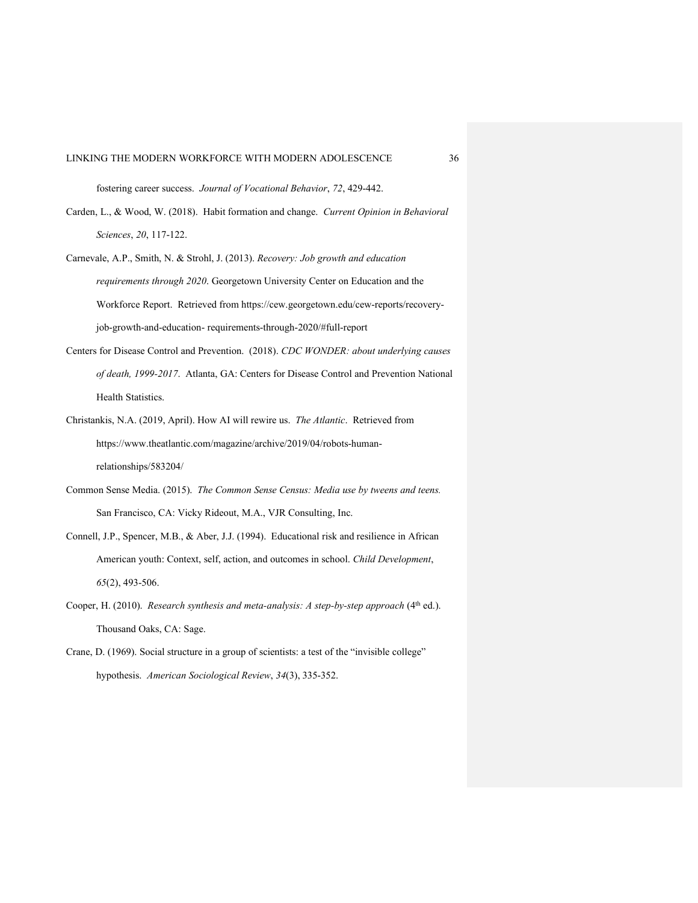fostering career success. *Journal of Vocational Behavior*, *72*, 429-442.

Carden, L., & Wood, W. (2018). Habit formation and change. *Current Opinion in Behavioral Sciences*, *20*, 117-122.

Carnevale, A.P., Smith, N. & Strohl, J. (2013). *Recovery: Job growth and education requirements through 2020*. Georgetown University Center on Education and the Workforce Report. Retrieved from https://cew.georgetown.edu/cew-reports/recovery-job-growth-and-education- requirements-through-2020/#full-report

Centers for Disease Control and Prevention. (2018). *CDC WONDER: about underlying causes of death, 1999-2017*. Atlanta, GA: Centers for Disease Control and Prevention National Health Statistics.

Christankis, N.A. (2019, April). How AI will rewire us. *The Atlantic*. Retrieved from https://www.theatlantic.com/magazine/archive/2019/04/robots-human-relationships/583204/

Common Sense Media. (2015). *The Common Sense Census: Media use by tweens and teens.* San Francisco, CA: Vicky Rideout, M.A., VJR Consulting, Inc.

Connell, J.P., Spencer, M.B., & Aber, J.J. (1994). Educational risk and resilience in African American youth: Context, self, action, and outcomes in school. *Child Development*, *65*(2), 493-506.

Cooper, H. (2010). *Research synthesis and meta-analysis: A step-by-step approach* (4th ed.). Thousand Oaks, CA: Sage.

Crane, D. (1969). Social structure in a group of scientists: a test of the "invisible college" hypothesis. *American Sociological Review*, *34*(3), 335-352.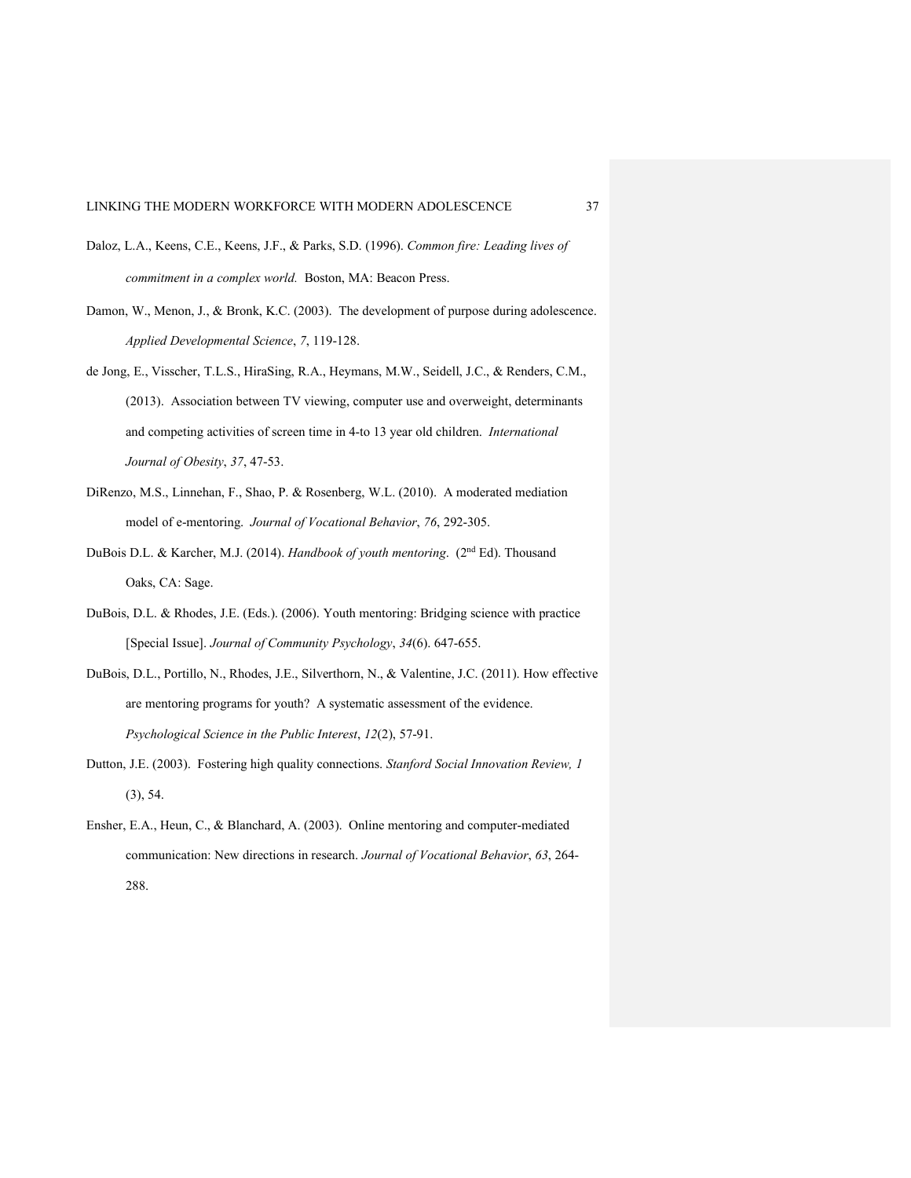Daloz, L.A., Keens, C.E., Keens, J.F., & Parks, S.D. (1996). *Common fire: Leading lives of commitment in a complex world.* Boston, MA: Beacon Press.

Damon, W., Menon, J., & Bronk, K.C. (2003). The development of purpose during adolescence. *Applied Developmental Science*, *7*, 119-128.

de Jong, E., Visscher, T.L.S., HiraSing, R.A., Heymans, M.W., Seidell, J.C., & Renders, C.M., (2013). Association between TV viewing, computer use and overweight, determinants and competing activities of screen time in 4-to 13 year old children. *International Journal of Obesity*, *37*, 47-53.

DiRenzo, M.S., Linnehan, F., Shao, P. & Rosenberg, W.L. (2010). A moderated mediation model of e-mentoring. *Journal of Vocational Behavior*, *76*, 292-305.

DuBois D.L. & Karcher, M.J. (2014). *Handbook of youth mentoring*. (2nd Ed). Thousand Oaks, CA: Sage.

DuBois, D.L. & Rhodes, J.E. (Eds.). (2006). Youth mentoring: Bridging science with practice [Special Issue]. *Journal of Community Psychology*, *34*(6). 647-655.

DuBois, D.L., Portillo, N., Rhodes, J.E., Silverthorn, N., & Valentine, J.C. (2011). How effective are mentoring programs for youth? A systematic assessment of the evidence. *Psychological Science in the Public Interest*, *12*(2), 57-91.

Dutton, J.E. (2003). Fostering high quality connections. *Stanford Social Innovation Review, 1* (3), 54.

Ensher, E.A., Heun, C., & Blanchard, A. (2003). Online mentoring and computer-mediated communication: New directions in research. *Journal of Vocational Behavior*, *63*, 264-288.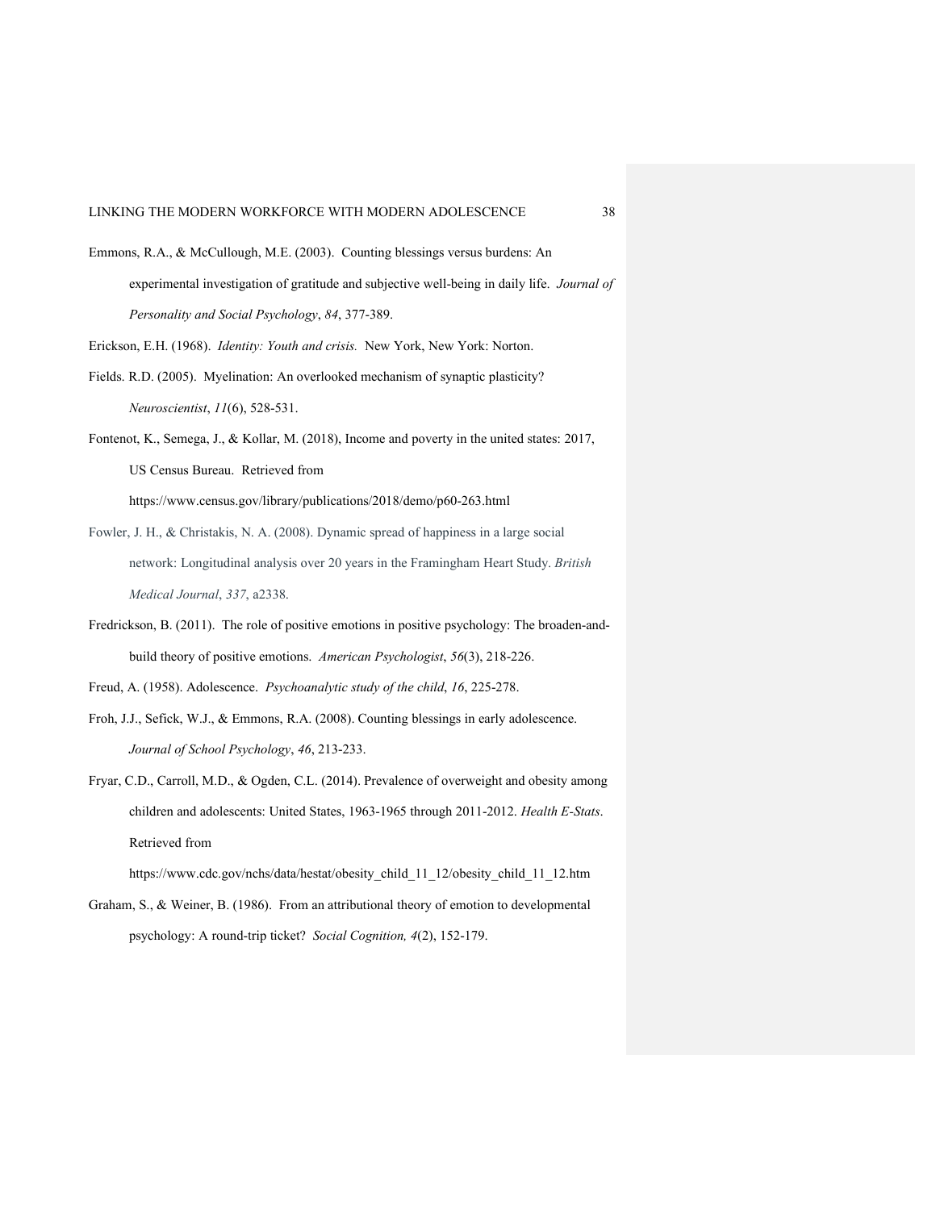Emmons, R.A., & McCullough, M.E. (2003). Counting blessings versus burdens: An experimental investigation of gratitude and subjective well-being in daily life. *Journal of Personality and Social Psychology*, *84*, 377-389.

Erickson, E.H. (1968). *Identity: Youth and crisis.* New York, New York: Norton.

Fields. R.D. (2005). Myelination: An overlooked mechanism of synaptic plasticity? *Neuroscientist*, *11*(6), 528-531.

Fontenot, K., Semega, J., & Kollar, M. (2018), Income and poverty in the united states: 2017, US Census Bureau. Retrieved from https://www.census.gov/library/publications/2018/demo/p60-263.html

Fowler, J. H., & Christakis, N. A. (2008). Dynamic spread of happiness in a large social network: Longitudinal analysis over 20 years in the Framingham Heart Study. *British Medical Journal*, *337*, a2338.

Fredrickson, B. (2011). The role of positive emotions in positive psychology: The broaden-and-build theory of positive emotions. *American Psychologist*, *56*(3), 218-226.

Freud, A. (1958). Adolescence. *Psychoanalytic study of the child*, *16*, 225-278.

Froh, J.J., Sefick, W.J., & Emmons, R.A. (2008). Counting blessings in early adolescence. *Journal of School Psychology*, *46*, 213-233.

Fryar, C.D., Carroll, M.D., & Ogden, C.L. (2014). Prevalence of overweight and obesity among children and adolescents: United States, 1963-1965 through 2011-2012. *Health E-Stats*. Retrieved from https://www.cdc.gov/nchs/data/hestat/obesity_child_11_12/obesity_child_11_12.htm

Graham, S., & Weiner, B. (1986). From an attributional theory of emotion to developmental psychology: A round-trip ticket? *Social Cognition, 4*(2), 152-179.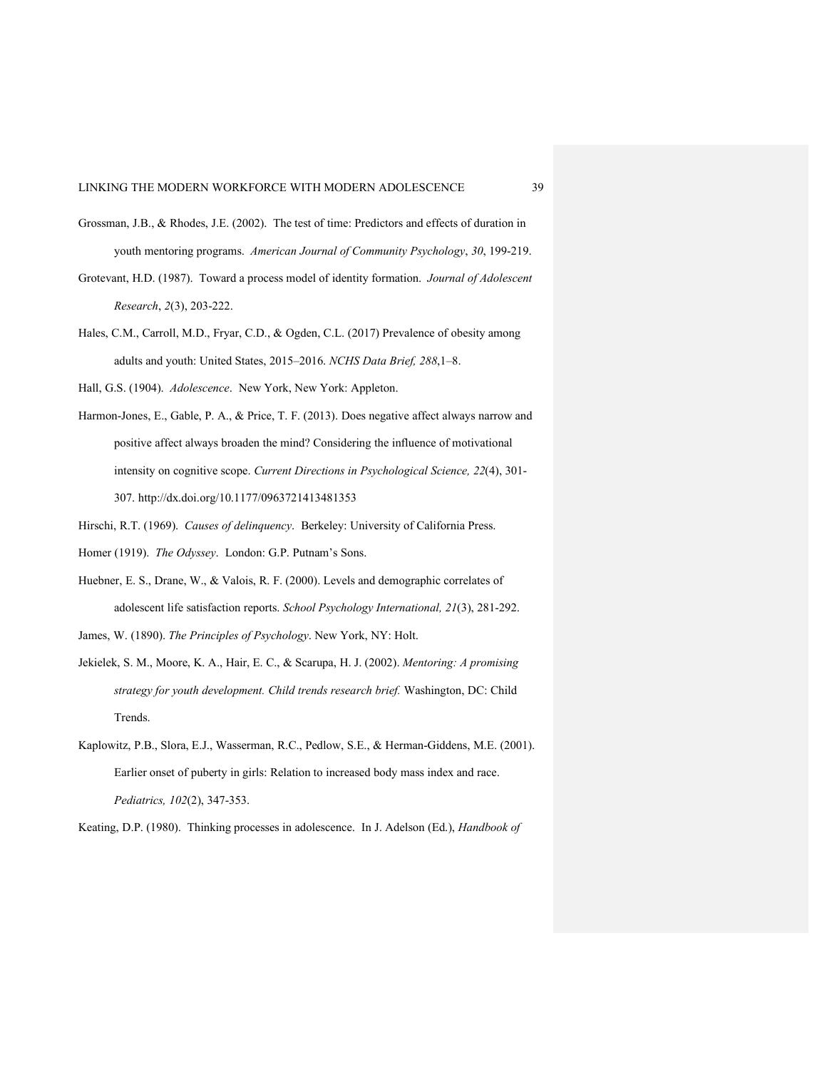Grossman, J.B., & Rhodes, J.E. (2002). The test of time: Predictors and effects of duration in youth mentoring programs. *American Journal of Community Psychology*, *30*, 199-219.

Grotevant, H.D. (1987). Toward a process model of identity formation. *Journal of Adolescent Research*, *2*(3), 203-222.

Hales, C.M., Carroll, M.D., Fryar, C.D., & Ogden, C.L. (2017) Prevalence of obesity among adults and youth: United States, 2015–2016. *NCHS Data Brief, 288*,1–8.

Hall, G.S. (1904). *Adolescence*. New York, New York: Appleton.

Harmon-Jones, E., Gable, P. A., & Price, T. F. (2013). Does negative affect always narrow and positive affect always broaden the mind? Considering the influence of motivational intensity on cognitive scope. *Current Directions in Psychological Science, 22*(4), 301-307. http://dx.doi.org/10.1177/0963721413481353

Hirschi, R.T. (1969). *Causes of delinquency*. Berkeley: University of California Press.

Homer (1919). *The Odyssey*. London: G.P. Putnam's Sons.

Huebner, E. S., Drane, W., & Valois, R. F. (2000). Levels and demographic correlates of adolescent life satisfaction reports. *School Psychology International, 21*(3), 281-292.

James, W. (1890). *The Principles of Psychology*. New York, NY: Holt.

Jekielek, S. M., Moore, K. A., Hair, E. C., & Scarupa, H. J. (2002). *Mentoring: A promising strategy for youth development. Child trends research brief.* Washington, DC: Child Trends.

Kaplowitz, P.B., Slora, E.J., Wasserman, R.C., Pedlow, S.E., & Herman-Giddens, M.E. (2001). Earlier onset of puberty in girls: Relation to increased body mass index and race. *Pediatrics, 102*(2), 347-353.

Keating, D.P. (1980). Thinking processes in adolescence. In J. Adelson (Ed.), *Handbook of*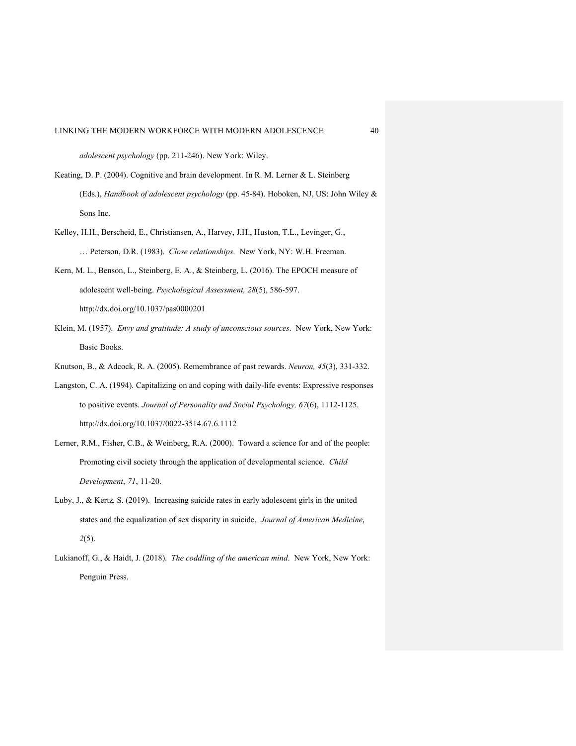*adolescent psychology* (pp. 211-246). New York: Wiley.

Keating, D. P. (2004). Cognitive and brain development. In R. M. Lerner & L. Steinberg (Eds.), *Handbook of adolescent psychology* (pp. 45-84). Hoboken, NJ, US: John Wiley & Sons Inc.

Kelley, H.H., Berscheid, E., Christiansen, A., Harvey, J.H., Huston, T.L., Levinger, G., … Peterson, D.R. (1983). *Close relationships*. New York, NY: W.H. Freeman.

Kern, M. L., Benson, L., Steinberg, E. A., & Steinberg, L. (2016). The EPOCH measure of adolescent well-being. *Psychological Assessment, 28*(5), 586-597. http://dx.doi.org/10.1037/pas0000201

Klein, M. (1957). *Envy and gratitude: A study of unconscious sources*. New York, New York: Basic Books.

Knutson, B., & Adcock, R. A. (2005). Remembrance of past rewards. *Neuron, 45*(3), 331-332.

Langston, C. A. (1994). Capitalizing on and coping with daily-life events: Expressive responses to positive events. *Journal of Personality and Social Psychology, 67*(6), 1112-1125. http://dx.doi.org/10.1037/0022-3514.67.6.1112

Lerner, R.M., Fisher, C.B., & Weinberg, R.A. (2000). Toward a science for and of the people: Promoting civil society through the application of developmental science. *Child Development*, *71*, 11-20.

Luby, J., & Kertz, S. (2019). Increasing suicide rates in early adolescent girls in the united states and the equalization of sex disparity in suicide. *Journal of American Medicine*, *2*(5).

Lukianoff, G., & Haidt, J. (2018). *The coddling of the american mind*. New York, New York: Penguin Press.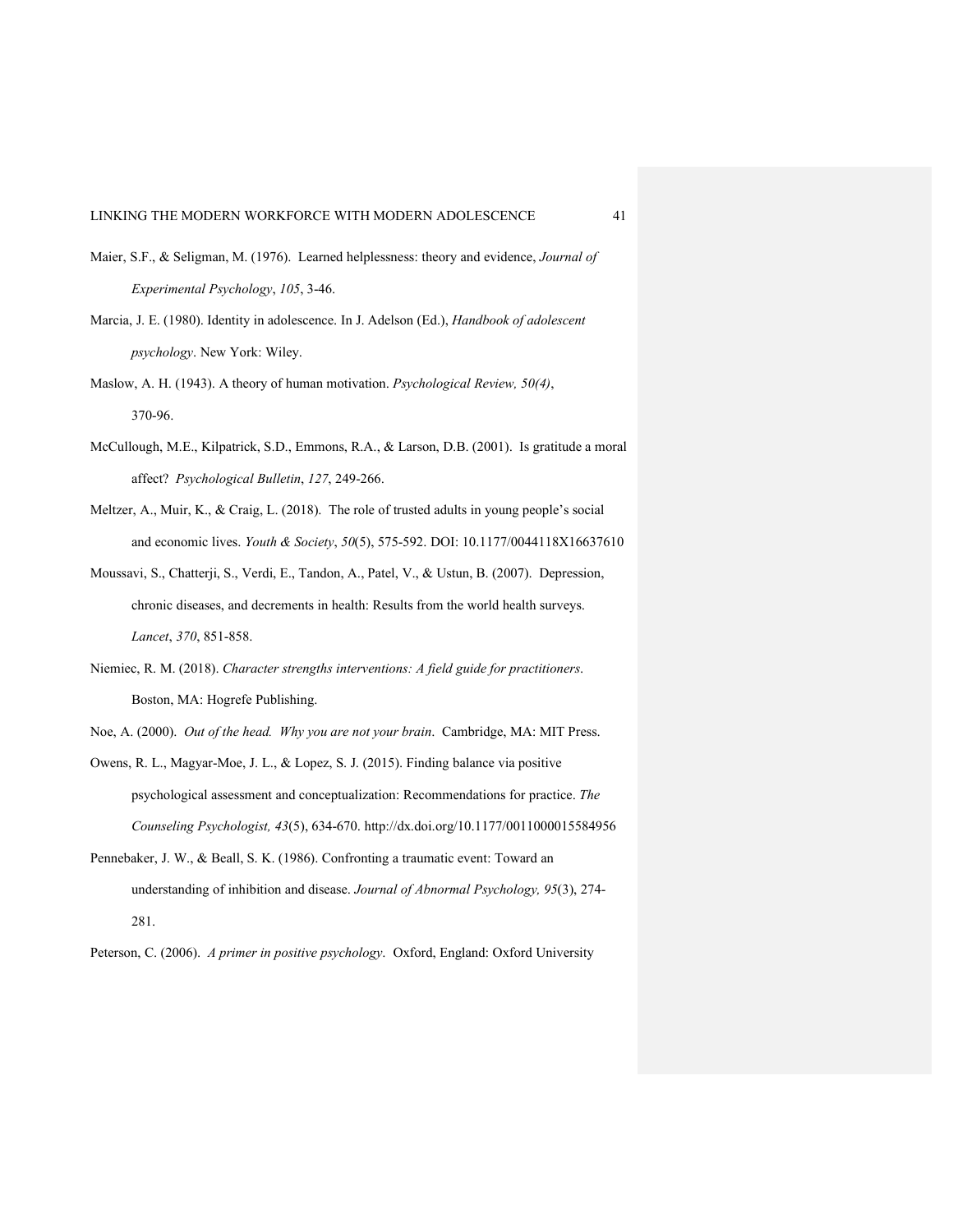Maier, S.F., & Seligman, M. (1976). Learned helplessness: theory and evidence, *Journal of Experimental Psychology*, *105*, 3-46.

Marcia, J. E. (1980). Identity in adolescence. In J. Adelson (Ed.), *Handbook of adolescent psychology*. New York: Wiley.

Maslow, A. H. (1943). A theory of human motivation. *Psychological Review, 50(4)*, 370-96.

McCullough, M.E., Kilpatrick, S.D., Emmons, R.A., & Larson, D.B. (2001). Is gratitude a moral affect? *Psychological Bulletin*, *127*, 249-266.

Meltzer, A., Muir, K., & Craig, L. (2018). The role of trusted adults in young people's social and economic lives. *Youth & Society*, *50*(5), 575-592. DOI: 10.1177/0044118X16637610

Moussavi, S., Chatterji, S., Verdi, E., Tandon, A., Patel, V., & Ustun, B. (2007). Depression, chronic diseases, and decrements in health: Results from the world health surveys. *Lancet*, *370*, 851-858.

Niemiec, R. M. (2018). *Character strengths interventions: A field guide for practitioners*. Boston, MA: Hogrefe Publishing.

Noe, A. (2000). *Out of the head. Why you are not your brain*. Cambridge, MA: MIT Press.

Owens, R. L., Magyar-Moe, J. L., & Lopez, S. J. (2015). Finding balance via positive psychological assessment and conceptualization: Recommendations for practice. *The Counseling Psychologist, 43*(5), 634-670. http://dx.doi.org/10.1177/0011000015584956

Pennebaker, J. W., & Beall, S. K. (1986). Confronting a traumatic event: Toward an understanding of inhibition and disease. *Journal of Abnormal Psychology, 95*(3), 274-281.

Peterson, C. (2006). *A primer in positive psychology*. Oxford, England: Oxford University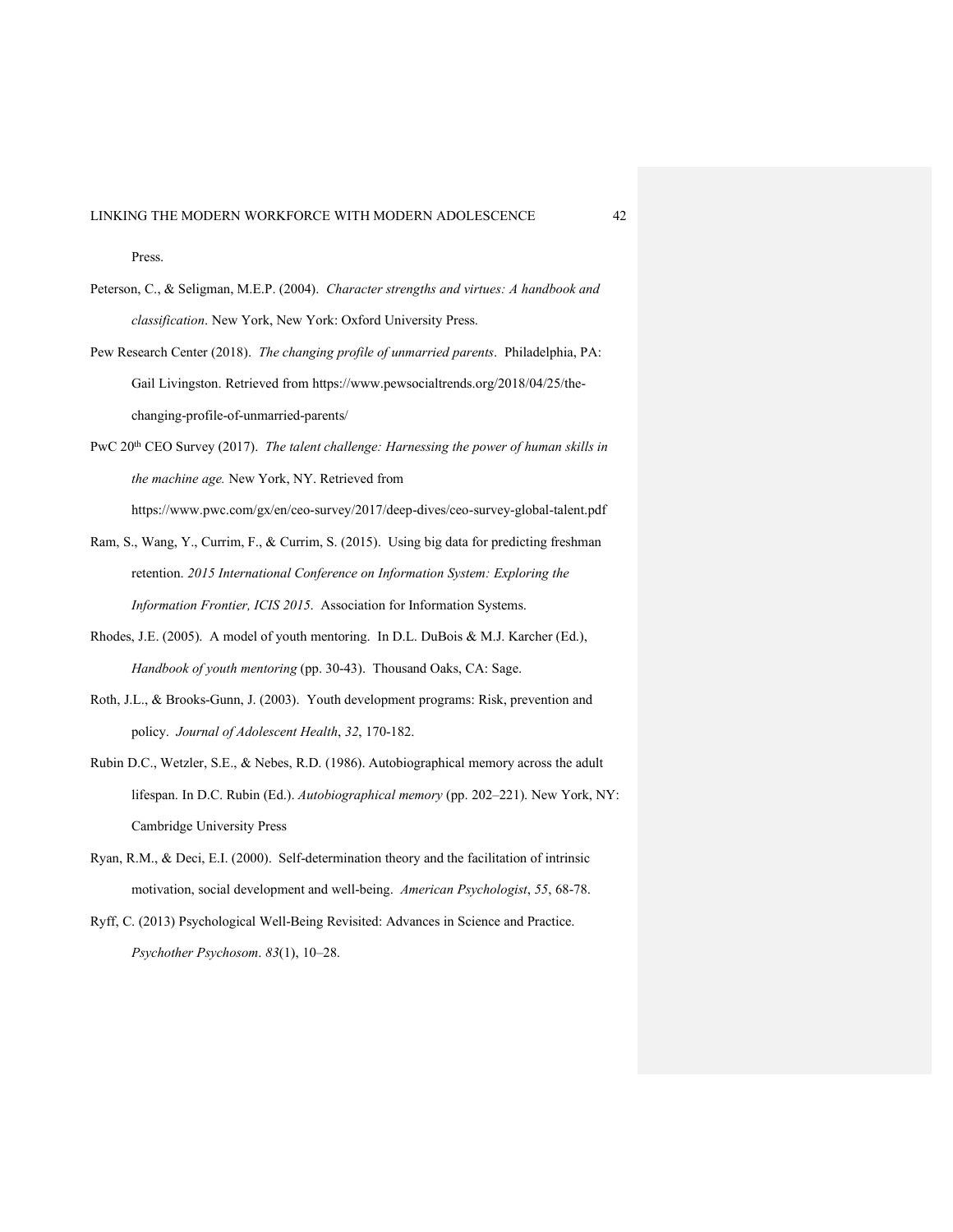Press.

Peterson, C., & Seligman, M.E.P. (2004). *Character strengths and virtues: A handbook and classification*. New York, New York: Oxford University Press.

Pew Research Center (2018). *The changing profile of unmarried parents*. Philadelphia, PA: Gail Livingston. Retrieved from https://www.pewsocialtrends.org/2018/04/25/the-changing-profile-of-unmarried-parents/

PwC 20th CEO Survey (2017). *The talent challenge: Harnessing the power of human skills in the machine age.* New York, NY. Retrieved from https://www.pwc.com/gx/en/ceo-survey/2017/deep-dives/ceo-survey-global-talent.pdf

Ram, S., Wang, Y., Currim, F., & Currim, S. (2015). Using big data for predicting freshman retention. *2015 International Conference on Information System: Exploring the Information Frontier, ICIS 2015*. Association for Information Systems.

Rhodes, J.E. (2005). A model of youth mentoring. In D.L. DuBois & M.J. Karcher (Ed.), *Handbook of youth mentoring* (pp. 30-43). Thousand Oaks, CA: Sage.

Roth, J.L., & Brooks-Gunn, J. (2003). Youth development programs: Risk, prevention and policy. *Journal of Adolescent Health*, *32*, 170-182.

Rubin D.C., Wetzler, S.E., & Nebes, R.D. (1986). Autobiographical memory across the adult lifespan. In D.C. Rubin (Ed.). *Autobiographical memory* (pp. 202–221). New York, NY: Cambridge University Press

Ryan, R.M., & Deci, E.I. (2000). Self-determination theory and the facilitation of intrinsic motivation, social development and well-being. *American Psychologist*, *55*, 68-78.

Ryff, C. (2013) Psychological Well-Being Revisited: Advances in Science and Practice. *Psychother Psychosom*. *83*(1), 10–28.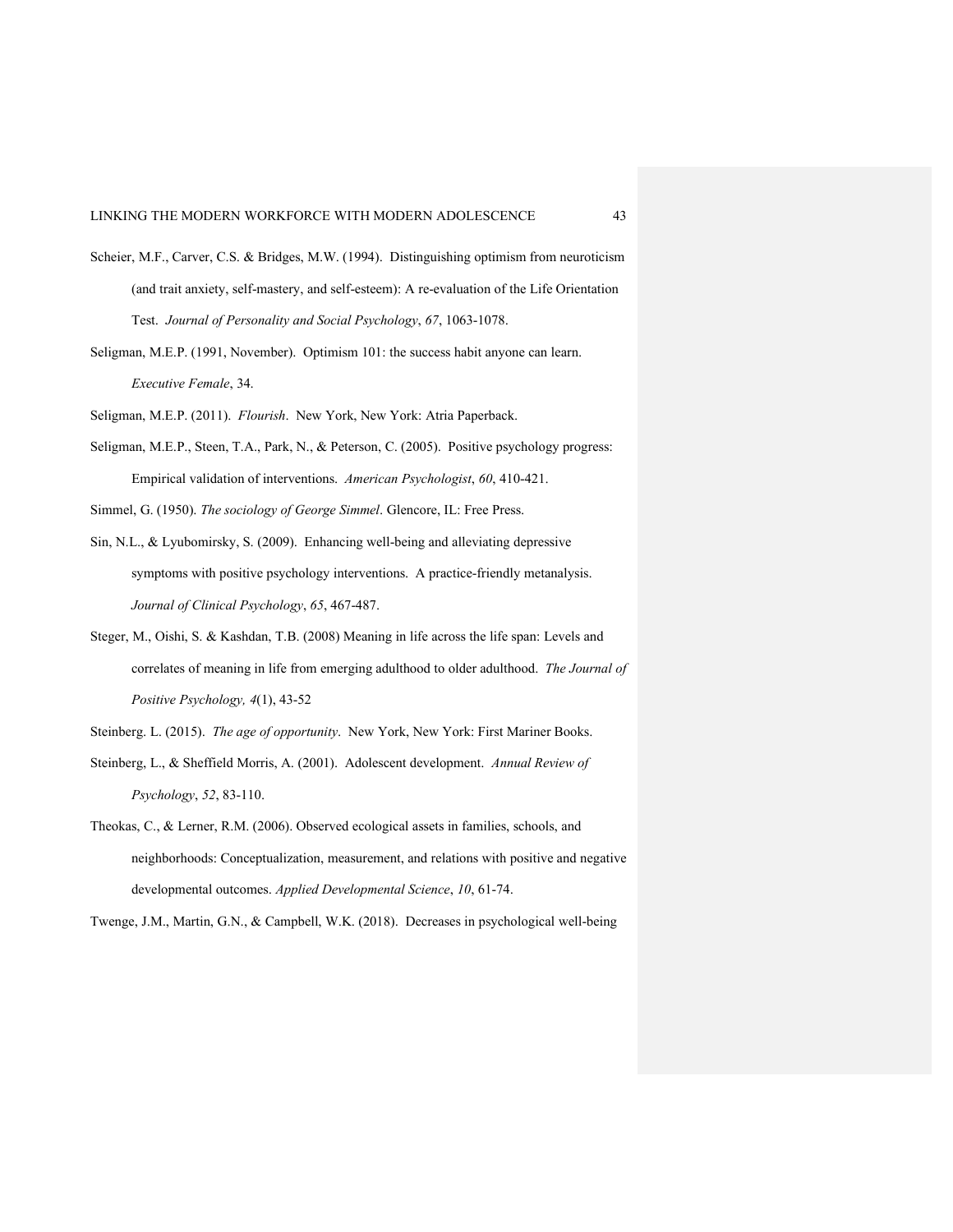Scheier, M.F., Carver, C.S. & Bridges, M.W. (1994). Distinguishing optimism from neuroticism (and trait anxiety, self-mastery, and self-esteem): A re-evaluation of the Life Orientation Test. *Journal of Personality and Social Psychology*, *67*, 1063-1078.

Seligman, M.E.P. (1991, November). Optimism 101: the success habit anyone can learn. *Executive Female*, 34.

Seligman, M.E.P. (2011). *Flourish*. New York, New York: Atria Paperback.

Seligman, M.E.P., Steen, T.A., Park, N., & Peterson, C. (2005). Positive psychology progress: Empirical validation of interventions. *American Psychologist*, *60*, 410-421.

Simmel, G. (1950). *The sociology of George Simmel*. Glencore, IL: Free Press.

Sin, N.L., & Lyubomirsky, S. (2009). Enhancing well-being and alleviating depressive symptoms with positive psychology interventions. A practice-friendly metanalysis. *Journal of Clinical Psychology*, *65*, 467-487.

Steger, M., Oishi, S. & Kashdan, T.B. (2008) Meaning in life across the life span: Levels and correlates of meaning in life from emerging adulthood to older adulthood. *The Journal of Positive Psychology, 4*(1), 43-52

Steinberg. L. (2015). *The age of opportunity*. New York, New York: First Mariner Books.

Steinberg, L., & Sheffield Morris, A. (2001). Adolescent development. *Annual Review of Psychology*, *52*, 83-110.

Theokas, C., & Lerner, R.M. (2006). Observed ecological assets in families, schools, and neighborhoods: Conceptualization, measurement, and relations with positive and negative developmental outcomes. *Applied Developmental Science*, *10*, 61-74.

Twenge, J.M., Martin, G.N., & Campbell, W.K. (2018). Decreases in psychological well-being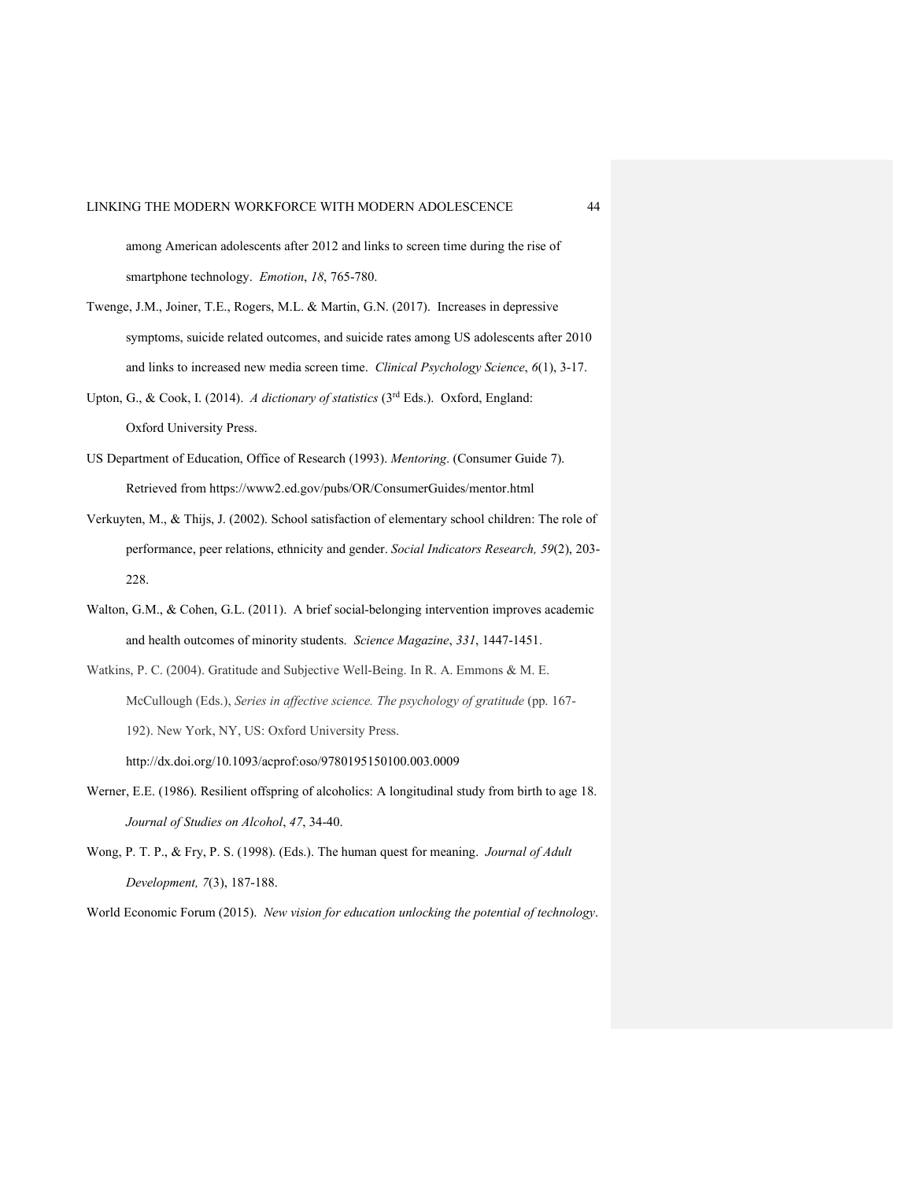among American adolescents after 2012 and links to screen time during the rise of smartphone technology. *Emotion*, *18*, 765-780.

Twenge, J.M., Joiner, T.E., Rogers, M.L. & Martin, G.N. (2017). Increases in depressive symptoms, suicide related outcomes, and suicide rates among US adolescents after 2010 and links to increased new media screen time. *Clinical Psychology Science*, *6*(1), 3-17.

Upton, G., & Cook, I. (2014). *A dictionary of statistics* (3rd Eds.). Oxford, England: Oxford University Press.

US Department of Education, Office of Research (1993). *Mentoring*. (Consumer Guide 7). Retrieved from https://www2.ed.gov/pubs/OR/ConsumerGuides/mentor.html

Verkuyten, M., & Thijs, J. (2002). School satisfaction of elementary school children: The role of performance, peer relations, ethnicity and gender. *Social Indicators Research, 59*(2), 203-228.

Walton, G.M., & Cohen, G.L. (2011). A brief social-belonging intervention improves academic and health outcomes of minority students. *Science Magazine*, *331*, 1447-1451.

Watkins, P. C. (2004). Gratitude and Subjective Well-Being. In R. A. Emmons & M. E. McCullough (Eds.), *Series in affective science. The psychology of gratitude* (pp. 167-192). New York, NY, US: Oxford University Press. http://dx.doi.org/10.1093/acprof:oso/9780195150100.003.0009

Werner, E.E. (1986). Resilient offspring of alcoholics: A longitudinal study from birth to age 18. *Journal of Studies on Alcohol*, *47*, 34-40.

Wong, P. T. P., & Fry, P. S. (1998). (Eds.). The human quest for meaning. *Journal of Adult Development, 7*(3), 187-188.

World Economic Forum (2015). *New vision for education unlocking the potential of technology*.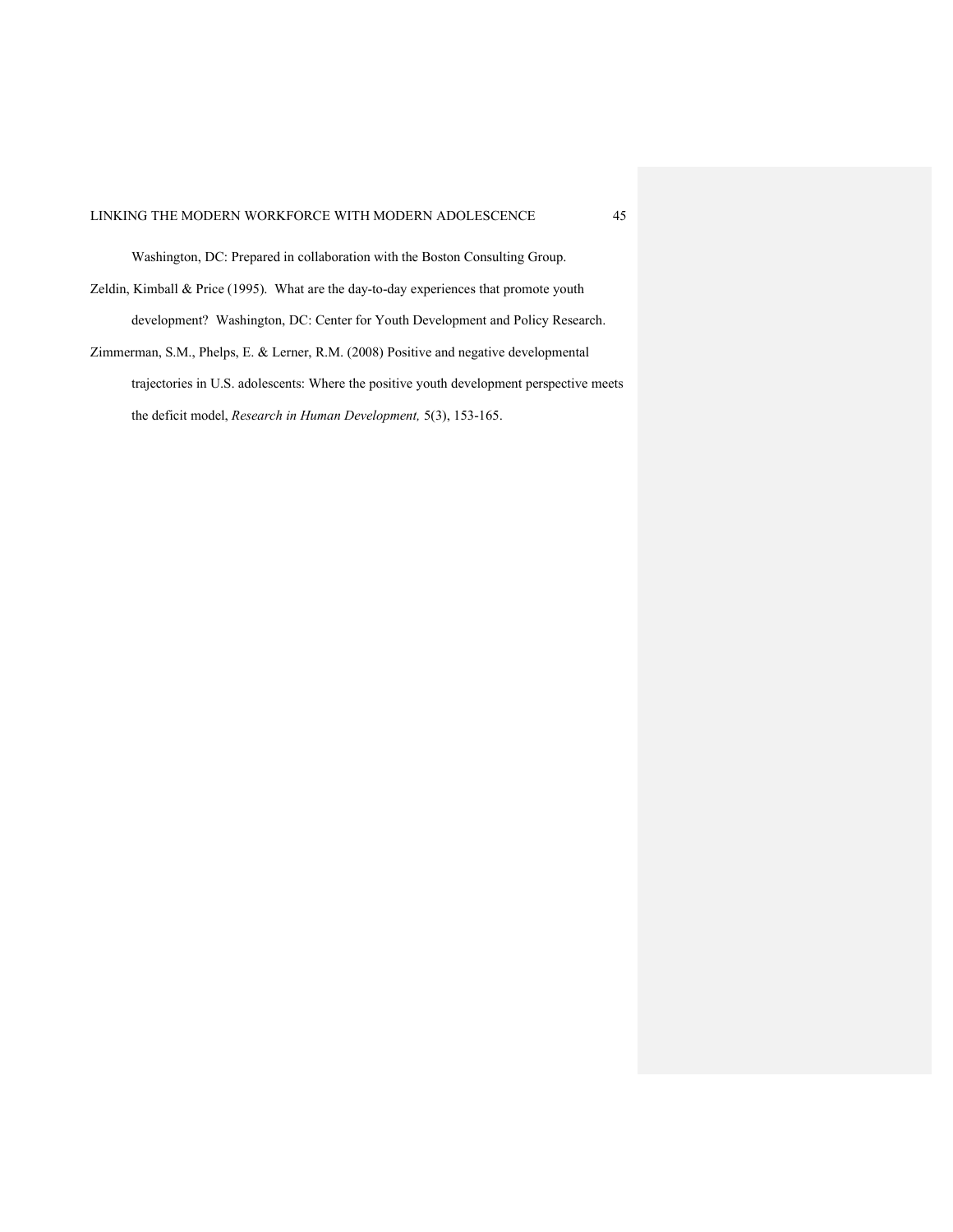Washington, DC: Prepared in collaboration with the Boston Consulting Group.

Zeldin, Kimball & Price (1995). What are the day-to-day experiences that promote youth development? Washington, DC: Center for Youth Development and Policy Research.

Zimmerman, S.M., Phelps, E. & Lerner, R.M. (2008) Positive and negative developmental trajectories in U.S. adolescents: Where the positive youth development perspective meets the deficit model, *Research in Human Development,* 5(3), 153-165.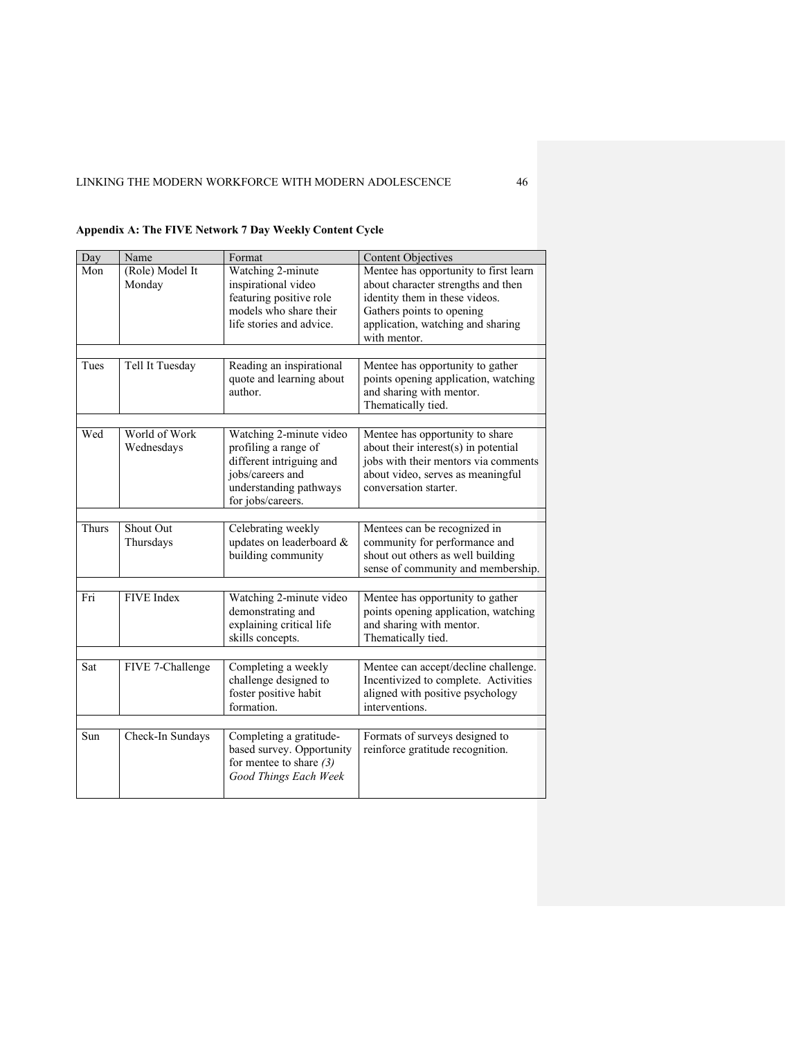**Appendix A: The FIVE Network 7 Day Weekly Content Cycle**

| Day | Name | Format | Content Objectives |
|---|---|---|---|
| Mon | (Role) Model It Monday | Watching 2-minute inspirational video featuring positive role models who share their life stories and advice. | Mentee has opportunity to first learn about character strengths and then identity them in these videos. Gathers points to opening application, watching and sharing with mentor. |
| Tues | Tell It Tuesday | Reading an inspirational quote and learning about author. | Mentee has opportunity to gather points opening application, watching and sharing with mentor. Thematically tied. |
| Wed | World of Work Wednesdays | Watching 2-minute video profiling a range of different intriguing and jobs/careers and understanding pathways for jobs/careers. | Mentee has opportunity to share about their interest(s) in potential jobs with their mentors via comments about video, serves as meaningful conversation starter. |
| Thurs | Shout Out Thursdays | Celebrating weekly updates on leaderboard & building community | Mentees can be recognized in community for performance and shout out others as well building sense of community and membership. |
| Fri | FIVE Index | Watching 2-minute video demonstrating and explaining critical life skills concepts. | Mentee has opportunity to gather points opening application, watching and sharing with mentor. Thematically tied. |
| Sat | FIVE 7-Challenge | Completing a weekly challenge designed to foster positive habit formation. | Mentee can accept/decline challenge. Incentivized to complete. Activities aligned with positive psychology interventions. |
| Sun | Check-In Sundays | Completing a gratitude-based survey. Opportunity for mentee to share *(3) Good Things Each Week* | Formats of surveys designed to reinforce gratitude recognition. |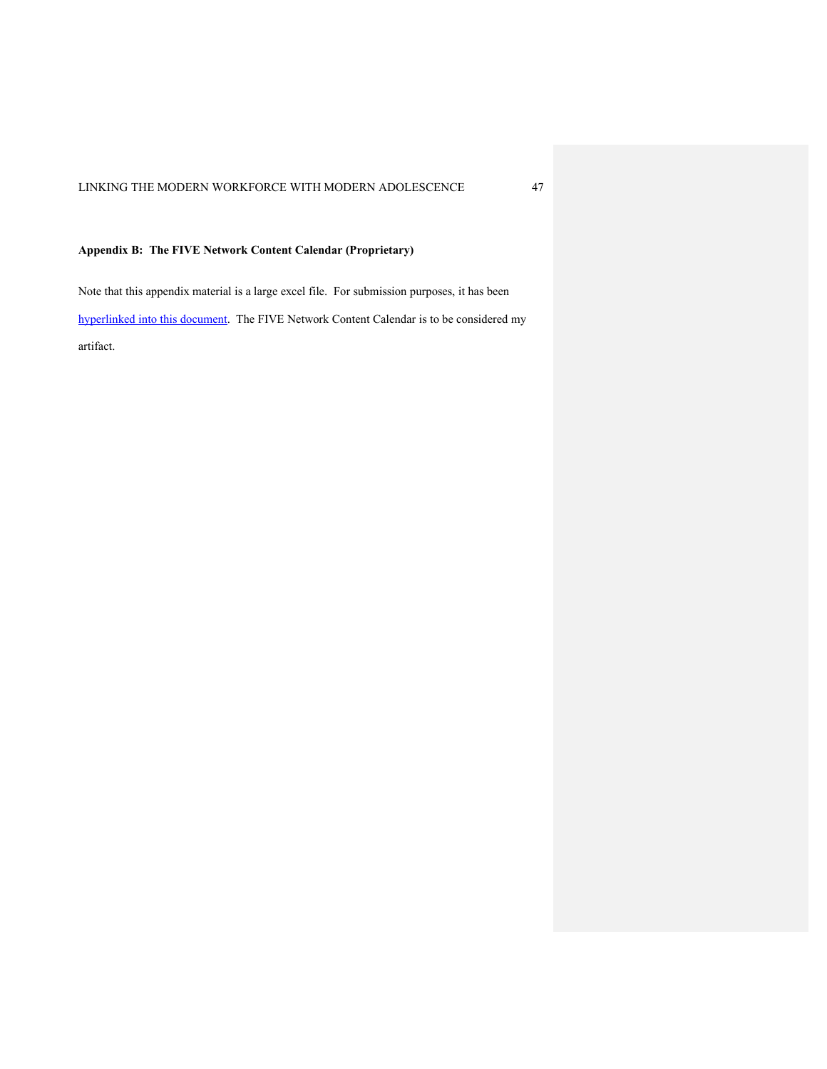**Appendix B: The FIVE Network Content Calendar (Proprietary)**

Note that this appendix material is a large excel file. For submission purposes, it has been hyperlinked into this document. The FIVE Network Content Calendar is to be considered my artifact.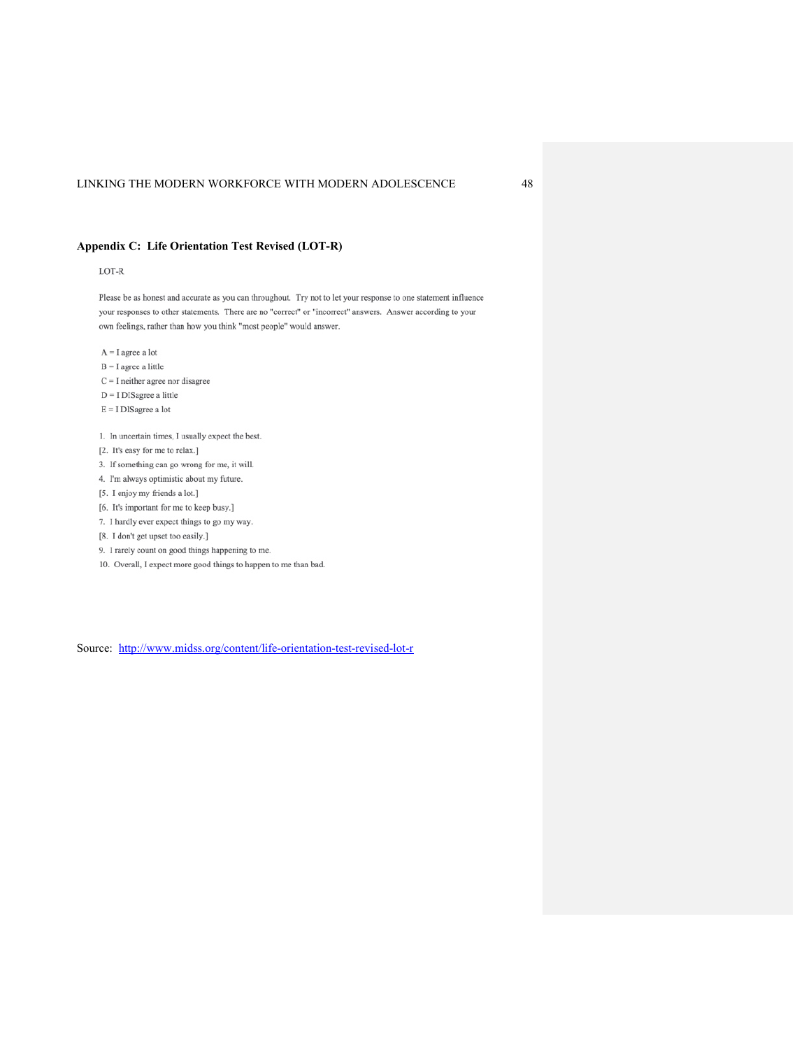## Appendix C: Life Orientation Test Revised (LOT-R)

LOT-R

Please be as honest and accurate as you can throughout. Try not to let your response to one statement influence your responses to other statements. There are no "correct" or "incorrect" answers. Answer according to your own feelings, rather than how you think "most people" would answer.

A = I agree a lot
B = I agree a little
C = I neither agree nor disagree
D = I DISagree a little
E = I DISagree a lot

1. In uncertain times, I usually expect the best.
[2. It's easy for me to relax.]
3. If something can go wrong for me, it will.
4. I'm always optimistic about my future.
[5. I enjoy my friends a lot.]
[6. It's important for me to keep busy.]
7. I hardly ever expect things to go my way.
[8. I don't get upset too easily.]
9. I rarely count on good things happening to me.
10. Overall, I expect more good things to happen to me than bad.

Source: http://www.midss.org/content/life-orientation-test-revised-lot-r